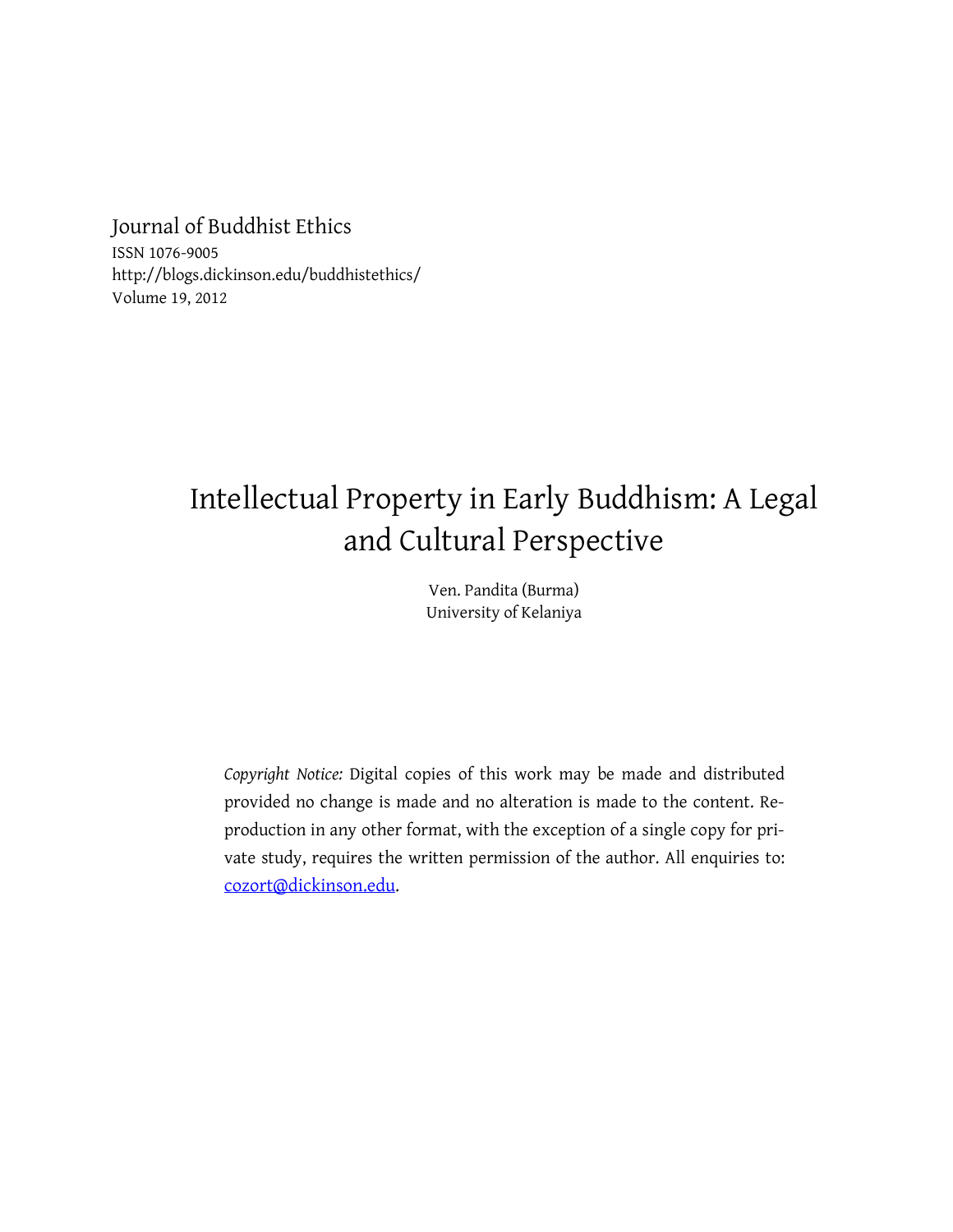Journal of Buddhist Ethics
ISSN 1076-9005
http://blogs.dickinson.edu/buddhistethics/
Volume 19, 2012

# Intellectual Property in Early Buddhism: A Legal and Cultural Perspective

Ven. Pandita (Burma)
University of Kelaniya

*Copyright Notice:* Digital copies of this work may be made and distributed provided no change is made and no alteration is made to the content. Reproduction in any other format, with the exception of a single copy for private study, requires the written permission of the author. All enquiries to: cozort@dickinson.edu.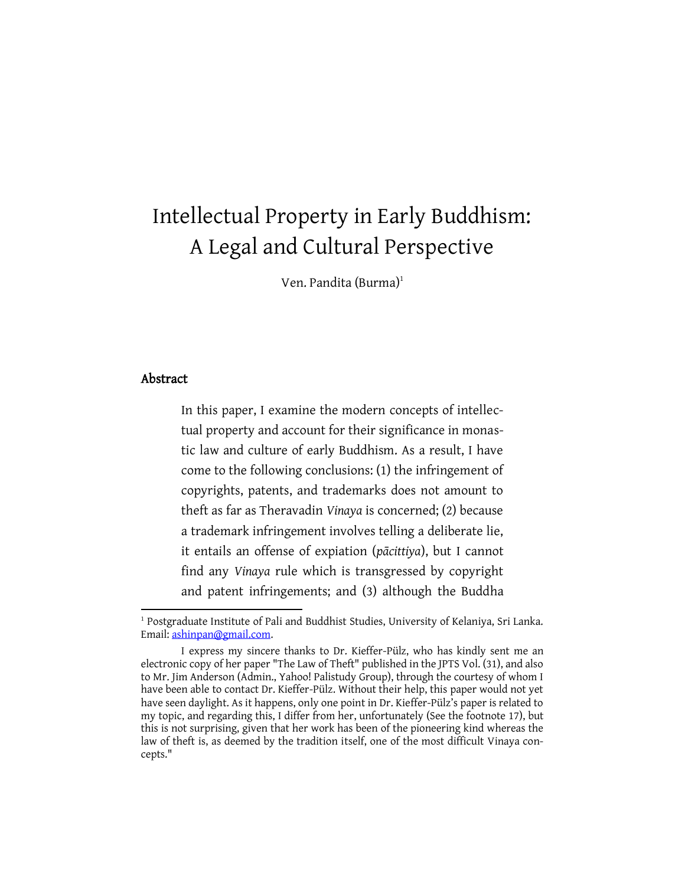# Intellectual Property in Early Buddhism: A Legal and Cultural Perspective

Ven. Pandita (Burma)[1]

## Abstract

In this paper, I examine the modern concepts of intellectual property and account for their significance in monastic law and culture of early Buddhism. As a result, I have come to the following conclusions: (1) the infringement of copyrights, patents, and trademarks does not amount to theft as far as Theravadin *Vinaya* is concerned; (2) because a trademark infringement involves telling a deliberate lie, it entails an offense of expiation (*pācittiya*), but I cannot find any *Vinaya* rule which is transgressed by copyright and patent infringements; and (3) although the Buddha

---

[1] Postgraduate Institute of Pali and Buddhist Studies, University of Kelaniya, Sri Lanka. Email: ashinpan@gmail.com.

I express my sincere thanks to Dr. Kieffer-Pülz, who has kindly sent me an electronic copy of her paper "The Law of Theft" published in the JPTS Vol. (31), and also to Mr. Jim Anderson (Admin., Yahoo! Palistudy Group), through the courtesy of whom I have been able to contact Dr. Kieffer-Pülz. Without their help, this paper would not yet have seen daylight. As it happens, only one point in Dr. Kieffer-Pülz's paper is related to my topic, and regarding this, I differ from her, unfortunately (See the footnote 17), but this is not surprising, given that her work has been of the pioneering kind whereas the law of theft is, as deemed by the tradition itself, one of the most difficult Vinaya concepts."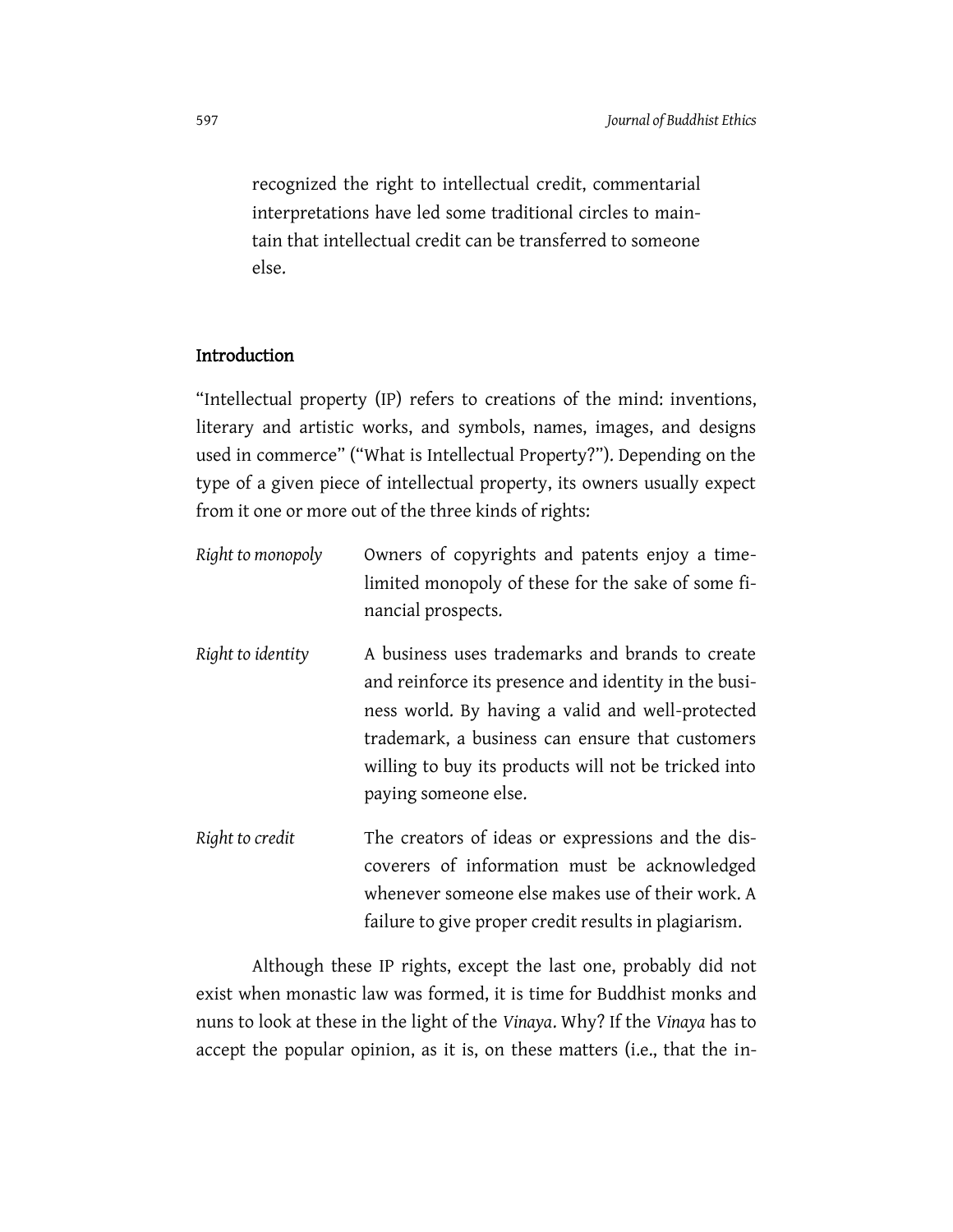recognized the right to intellectual credit, commentarial interpretations have led some traditional circles to maintain that intellectual credit can be transferred to someone else.

## Introduction

"Intellectual property (IP) refers to creations of the mind: inventions, literary and artistic works, and symbols, names, images, and designs used in commerce" ("What is Intellectual Property?"). Depending on the type of a given piece of intellectual property, its owners usually expect from it one or more out of the three kinds of rights:

*Right to monopoly* — Owners of copyrights and patents enjoy a time-limited monopoly of these for the sake of some financial prospects.

*Right to identity* — A business uses trademarks and brands to create and reinforce its presence and identity in the business world. By having a valid and well-protected trademark, a business can ensure that customers willing to buy its products will not be tricked into paying someone else.

*Right to credit* — The creators of ideas or expressions and the discoverers of information must be acknowledged whenever someone else makes use of their work. A failure to give proper credit results in plagiarism.

Although these IP rights, except the last one, probably did not exist when monastic law was formed, it is time for Buddhist monks and nuns to look at these in the light of the *Vinaya*. Why? If the *Vinaya* has to accept the popular opinion, as it is, on these matters (i.e., that the in-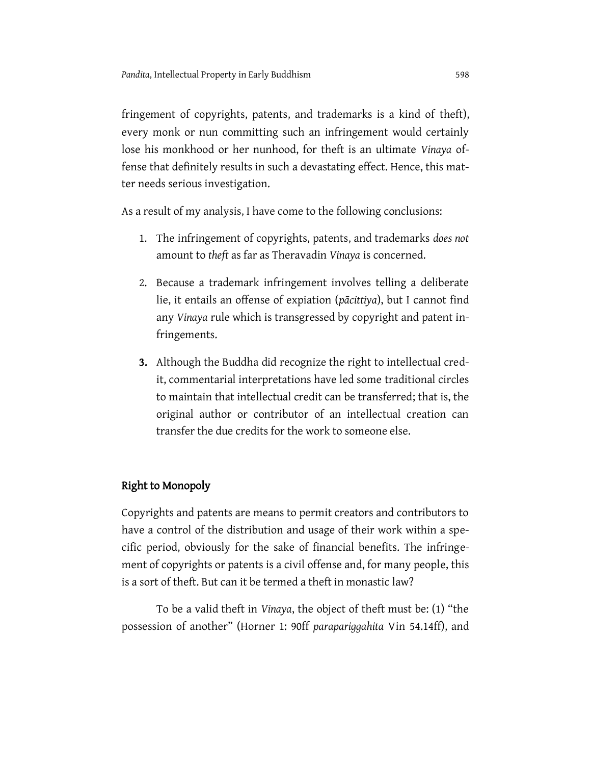fringement of copyrights, patents, and trademarks is a kind of theft), every monk or nun committing such an infringement would certainly lose his monkhood or her nunhood, for theft is an ultimate *Vinaya* offense that definitely results in such a devastating effect. Hence, this matter needs serious investigation.

As a result of my analysis, I have come to the following conclusions:

1. The infringement of copyrights, patents, and trademarks *does not* amount to *theft* as far as Theravadin *Vinaya* is concerned.

2. Because a trademark infringement involves telling a deliberate lie, it entails an offense of expiation (*pācittiya*), but I cannot find any *Vinaya* rule which is transgressed by copyright and patent infringements.

3. Although the Buddha did recognize the right to intellectual credit, commentarial interpretations have led some traditional circles to maintain that intellectual credit can be transferred; that is, the original author or contributor of an intellectual creation can transfer the due credits for the work to someone else.

## Right to Monopoly

Copyrights and patents are means to permit creators and contributors to have a control of the distribution and usage of their work within a specific period, obviously for the sake of financial benefits. The infringement of copyrights or patents is a civil offense and, for many people, this is a sort of theft. But can it be termed a theft in monastic law?

To be a valid theft in *Vinaya*, the object of theft must be: (1) "the possession of another" (Horner 1: 90ff *parapariggahita* Vin 54.14ff), and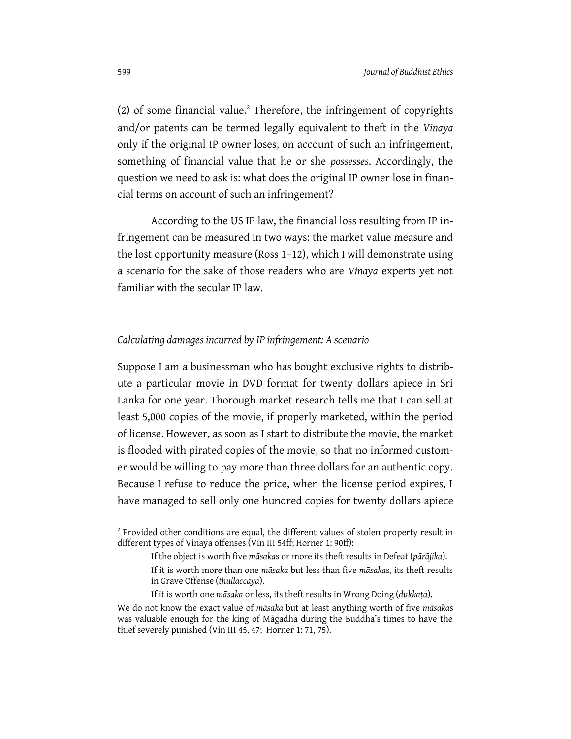(2) of some financial value.[2] Therefore, the infringement of copyrights and/or patents can be termed legally equivalent to theft in the *Vinaya* only if the original IP owner loses, on account of such an infringement, something of financial value that he or she *possesses*. Accordingly, the question we need to ask is: what does the original IP owner lose in financial terms on account of such an infringement?

According to the US IP law, the financial loss resulting from IP infringement can be measured in two ways: the market value measure and the lost opportunity measure (Ross 1–12), which I will demonstrate using a scenario for the sake of those readers who are *Vinaya* experts yet not familiar with the secular IP law.

### *Calculating damages incurred by IP infringement: A scenario*

Suppose I am a businessman who has bought exclusive rights to distribute a particular movie in DVD format for twenty dollars apiece in Sri Lanka for one year. Thorough market research tells me that I can sell at least 5,000 copies of the movie, if properly marketed, within the period of license. However, as soon as I start to distribute the movie, the market is flooded with pirated copies of the movie, so that no informed customer would be willing to pay more than three dollars for an authentic copy. Because I refuse to reduce the price, when the license period expires, I have managed to sell only one hundred copies for twenty dollars apiece

---

[2] Provided other conditions are equal, the different values of stolen property result in different types of Vinaya offenses (Vin III 54ff; Horner 1: 90ff):

> If the object is worth five *māsaka*s or more its theft results in Defeat (*pārājika*).
>
> If it is worth more than one *māsaka* but less than five *māsaka*s, its theft results in Grave Offense (*thullaccaya*).
>
> If it is worth one *māsaka* or less, its theft results in Wrong Doing (*dukkaṭa*).

We do not know the exact value of *māsaka* but at least anything worth of five *māsaka*s was valuable enough for the king of Māgadha during the Buddha's times to have the thief severely punished (Vin III 45, 47; Horner 1: 71, 75).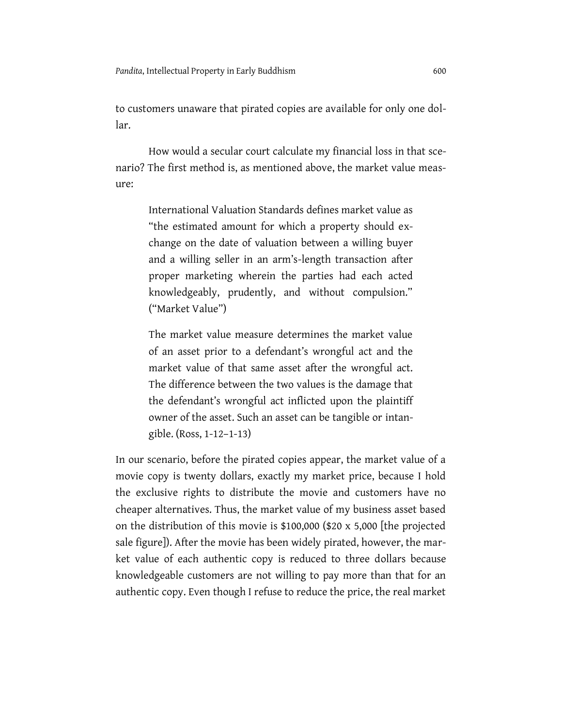to customers unaware that pirated copies are available for only one dollar.

How would a secular court calculate my financial loss in that scenario? The first method is, as mentioned above, the market value measure:

> International Valuation Standards defines market value as "the estimated amount for which a property should exchange on the date of valuation between a willing buyer and a willing seller in an arm's-length transaction after proper marketing wherein the parties had each acted knowledgeably, prudently, and without compulsion." ("Market Value")
>
> The market value measure determines the market value of an asset prior to a defendant's wrongful act and the market value of that same asset after the wrongful act. The difference between the two values is the damage that the defendant's wrongful act inflicted upon the plaintiff owner of the asset. Such an asset can be tangible or intangible. (Ross, 1-12–1-13)

In our scenario, before the pirated copies appear, the market value of a movie copy is twenty dollars, exactly my market price, because I hold the exclusive rights to distribute the movie and customers have no cheaper alternatives. Thus, the market value of my business asset based on the distribution of this movie is $100,000 ($20 x 5,000 [the projected sale figure]). After the movie has been widely pirated, however, the market value of each authentic copy is reduced to three dollars because knowledgeable customers are not willing to pay more than that for an authentic copy. Even though I refuse to reduce the price, the real market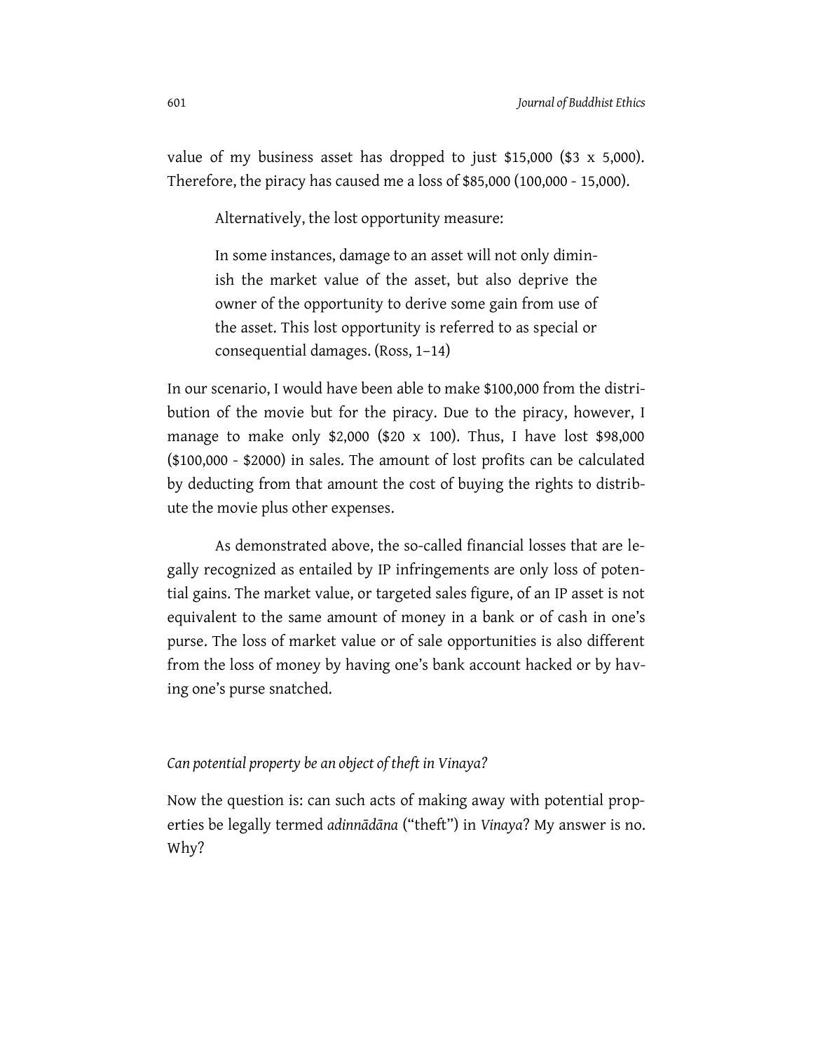value of my business asset has dropped to just $15,000 ($3 x 5,000). Therefore, the piracy has caused me a loss of $85,000 (100,000 - 15,000).

Alternatively, the lost opportunity measure:

> In some instances, damage to an asset will not only diminish the market value of the asset, but also deprive the owner of the opportunity to derive some gain from use of the asset. This lost opportunity is referred to as special or consequential damages. (Ross, 1–14)

In our scenario, I would have been able to make $100,000 from the distribution of the movie but for the piracy. Due to the piracy, however, I manage to make only $2,000 ($20 x 100). Thus, I have lost $98,000 ($100,000 - $2000) in sales. The amount of lost profits can be calculated by deducting from that amount the cost of buying the rights to distribute the movie plus other expenses.

As demonstrated above, the so-called financial losses that are legally recognized as entailed by IP infringements are only loss of potential gains. The market value, or targeted sales figure, of an IP asset is not equivalent to the same amount of money in a bank or of cash in one's purse. The loss of market value or of sale opportunities is also different from the loss of money by having one's bank account hacked or by having one's purse snatched.

### *Can potential property be an object of theft in Vinaya?*

Now the question is: can such acts of making away with potential properties be legally termed *adinnādāna* ("theft") in *Vinaya*? My answer is no. Why?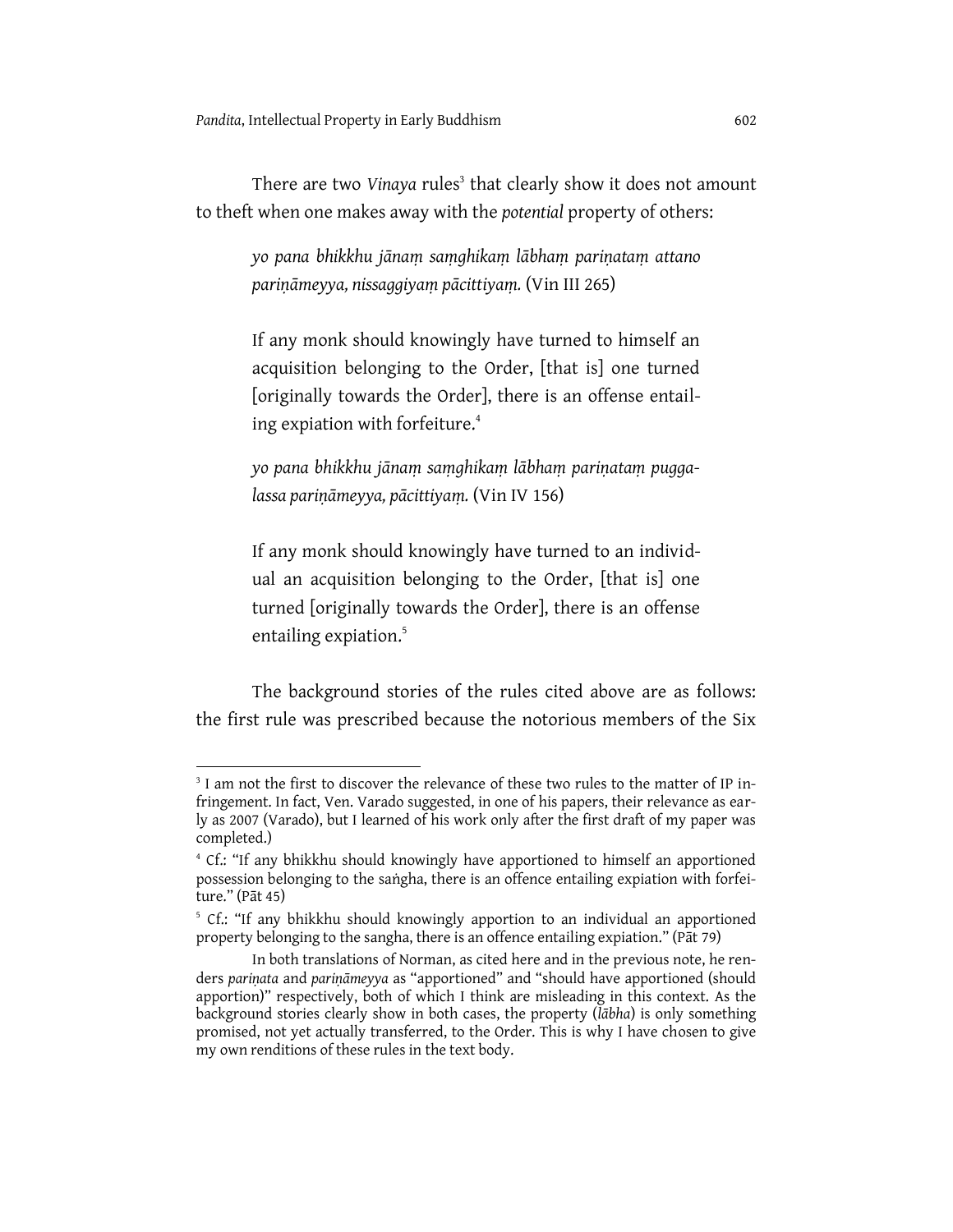There are two *Vinaya* rules[3] that clearly show it does not amount to theft when one makes away with the *potential* property of others:

> *yo pana bhikkhu jānaṃ saṃghikaṃ lābhaṃ pariṇataṃ attano pariṇāmeyya, nissaggiyaṃ pācittiyaṃ.* (Vin III 265)
>
> If any monk should knowingly have turned to himself an acquisition belonging to the Order, [that is] one turned [originally towards the Order], there is an offense entailing expiation with forfeiture.[4]
>
> *yo pana bhikkhu jānaṃ saṃghikaṃ lābhaṃ pariṇataṃ puggalassa pariṇāmeyya, pācittiyaṃ.* (Vin IV 156)
>
> If any monk should knowingly have turned to an individual an acquisition belonging to the Order, [that is] one turned [originally towards the Order], there is an offense entailing expiation.[5]

The background stories of the rules cited above are as follows: the first rule was prescribed because the notorious members of the Six

---

[3] I am not the first to discover the relevance of these two rules to the matter of IP infringement. In fact, Ven. Varado suggested, in one of his papers, their relevance as early as 2007 (Varado), but I learned of his work only after the first draft of my paper was completed.)

[4] Cf.: "If any bhikkhu should knowingly have apportioned to himself an apportioned possession belonging to the saṅgha, there is an offence entailing expiation with forfeiture." (Pāt 45)

[5] Cf.: "If any bhikkhu should knowingly apportion to an individual an apportioned property belonging to the sangha, there is an offence entailing expiation." (Pāt 79)

In both translations of Norman, as cited here and in the previous note, he renders *pariṇata* and *pariṇāmeyya* as "apportioned" and "should have apportioned (should apportion)" respectively, both of which I think are misleading in this context. As the background stories clearly show in both cases, the property (*lābha*) is only something promised, not yet actually transferred, to the Order. This is why I have chosen to give my own renditions of these rules in the text body.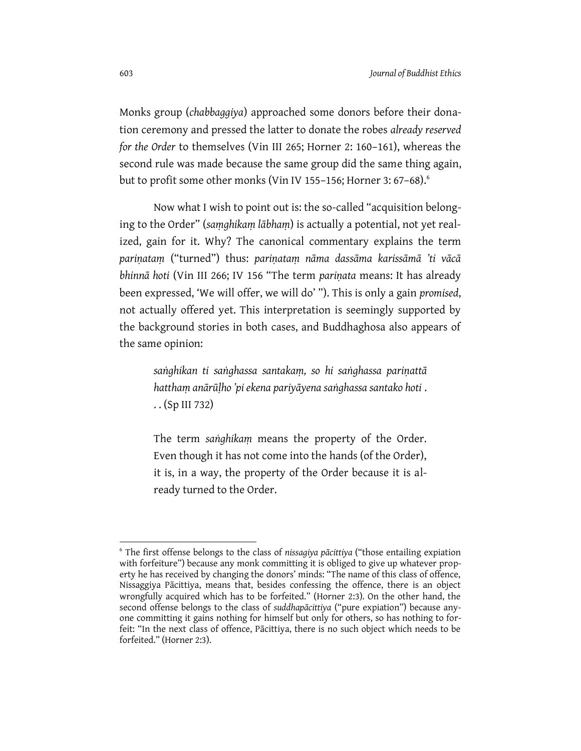Monks group (*chabbaggiya*) approached some donors before their donation ceremony and pressed the latter to donate the robes *already reserved for the Order* to themselves (Vin III 265; Horner 2: 160–161), whereas the second rule was made because the same group did the same thing again, but to profit some other monks (Vin IV 155–156; Horner 3: 67–68).[6]

Now what I wish to point out is: the so-called "acquisition belonging to the Order" (*saṃghikaṃ lābhaṃ*) is actually a potential, not yet realized, gain for it. Why? The canonical commentary explains the term *pariṇataṃ* ("turned") thus: *pariṇataṃ nāma dassāma karissāmā 'ti vācā bhinnā hoti* (Vin III 266; IV 156 "The term *pariṇata* means: It has already been expressed, 'We will offer, we will do' "). This is only a gain *promised*, not actually offered yet. This interpretation is seemingly supported by the background stories in both cases, and Buddhaghosa also appears of the same opinion:

> *saṅghikan ti saṅghassa santakaṃ, so hi saṅghassa pariṇattā hatthaṃ anārūḷho 'pi ekena pariyāyena saṅghassa santako hoti . . .* (Sp III 732)
>
> The term *saṅghikaṃ* means the property of the Order. Even though it has not come into the hands (of the Order), it is, in a way, the property of the Order because it is already turned to the Order.

---

[6] The first offense belongs to the class of *nissagiya pācittiya* ("those entailing expiation with forfeiture") because any monk committing it is obliged to give up whatever property he has received by changing the donors' minds: "The name of this class of offence, Nissaggiya Pācittiya, means that, besides confessing the offence, there is an object wrongfully acquired which has to be forfeited." (Horner 2:3). On the other hand, the second offense belongs to the class of *suddhapācittiya* ("pure expiation") because anyone committing it gains nothing for himself but only for others, so has nothing to forfeit: "In the next class of offence, Pācittiya, there is no such object which needs to be forfeited." (Horner 2:3).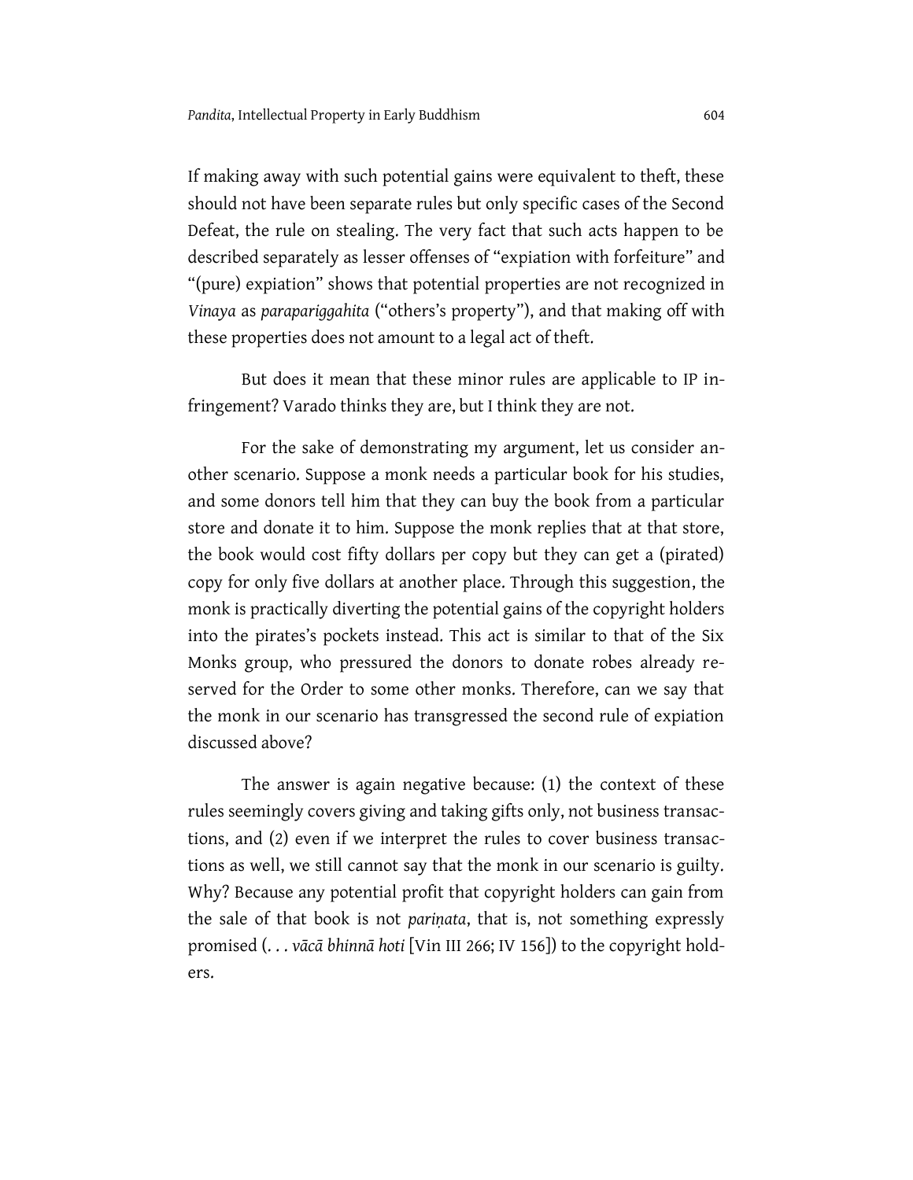If making away with such potential gains were equivalent to theft, these should not have been separate rules but only specific cases of the Second Defeat, the rule on stealing. The very fact that such acts happen to be described separately as lesser offenses of "expiation with forfeiture" and "(pure) expiation" shows that potential properties are not recognized in *Vinaya* as *parapariggahita* ("others's property"), and that making off with these properties does not amount to a legal act of theft.

But does it mean that these minor rules are applicable to IP infringement? Varado thinks they are, but I think they are not.

For the sake of demonstrating my argument, let us consider another scenario. Suppose a monk needs a particular book for his studies, and some donors tell him that they can buy the book from a particular store and donate it to him. Suppose the monk replies that at that store, the book would cost fifty dollars per copy but they can get a (pirated) copy for only five dollars at another place. Through this suggestion, the monk is practically diverting the potential gains of the copyright holders into the pirates's pockets instead. This act is similar to that of the Six Monks group, who pressured the donors to donate robes already reserved for the Order to some other monks. Therefore, can we say that the monk in our scenario has transgressed the second rule of expiation discussed above?

The answer is again negative because: (1) the context of these rules seemingly covers giving and taking gifts only, not business transactions, and (2) even if we interpret the rules to cover business transactions as well, we still cannot say that the monk in our scenario is guilty. Why? Because any potential profit that copyright holders can gain from the sale of that book is not *pariṇata*, that is, not something expressly promised (. . . *vācā bhinnā hoti* [Vin III 266; IV 156]) to the copyright holders.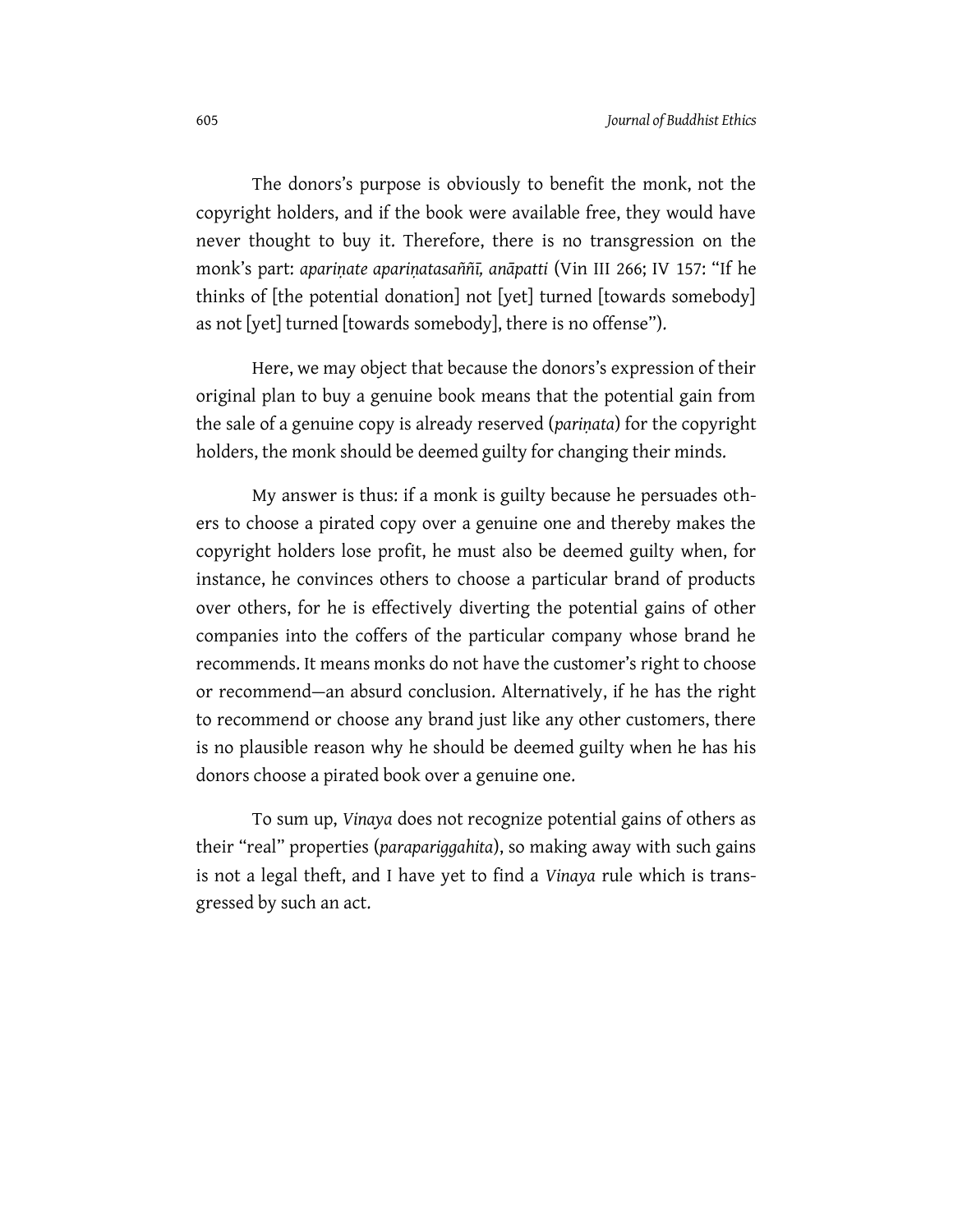The donors's purpose is obviously to benefit the monk, not the copyright holders, and if the book were available free, they would have never thought to buy it. Therefore, there is no transgression on the monk's part: *apariṇate apariṇatasaññī, anāpatti* (Vin III 266; IV 157: "If he thinks of [the potential donation] not [yet] turned [towards somebody] as not [yet] turned [towards somebody], there is no offense").

Here, we may object that because the donors's expression of their original plan to buy a genuine book means that the potential gain from the sale of a genuine copy is already reserved (*pariṇata*) for the copyright holders, the monk should be deemed guilty for changing their minds.

My answer is thus: if a monk is guilty because he persuades others to choose a pirated copy over a genuine one and thereby makes the copyright holders lose profit, he must also be deemed guilty when, for instance, he convinces others to choose a particular brand of products over others, for he is effectively diverting the potential gains of other companies into the coffers of the particular company whose brand he recommends. It means monks do not have the customer's right to choose or recommend—an absurd conclusion. Alternatively, if he has the right to recommend or choose any brand just like any other customers, there is no plausible reason why he should be deemed guilty when he has his donors choose a pirated book over a genuine one.

To sum up, *Vinaya* does not recognize potential gains of others as their "real" properties (*parapariggahita*), so making away with such gains is not a legal theft, and I have yet to find a *Vinaya* rule which is transgressed by such an act.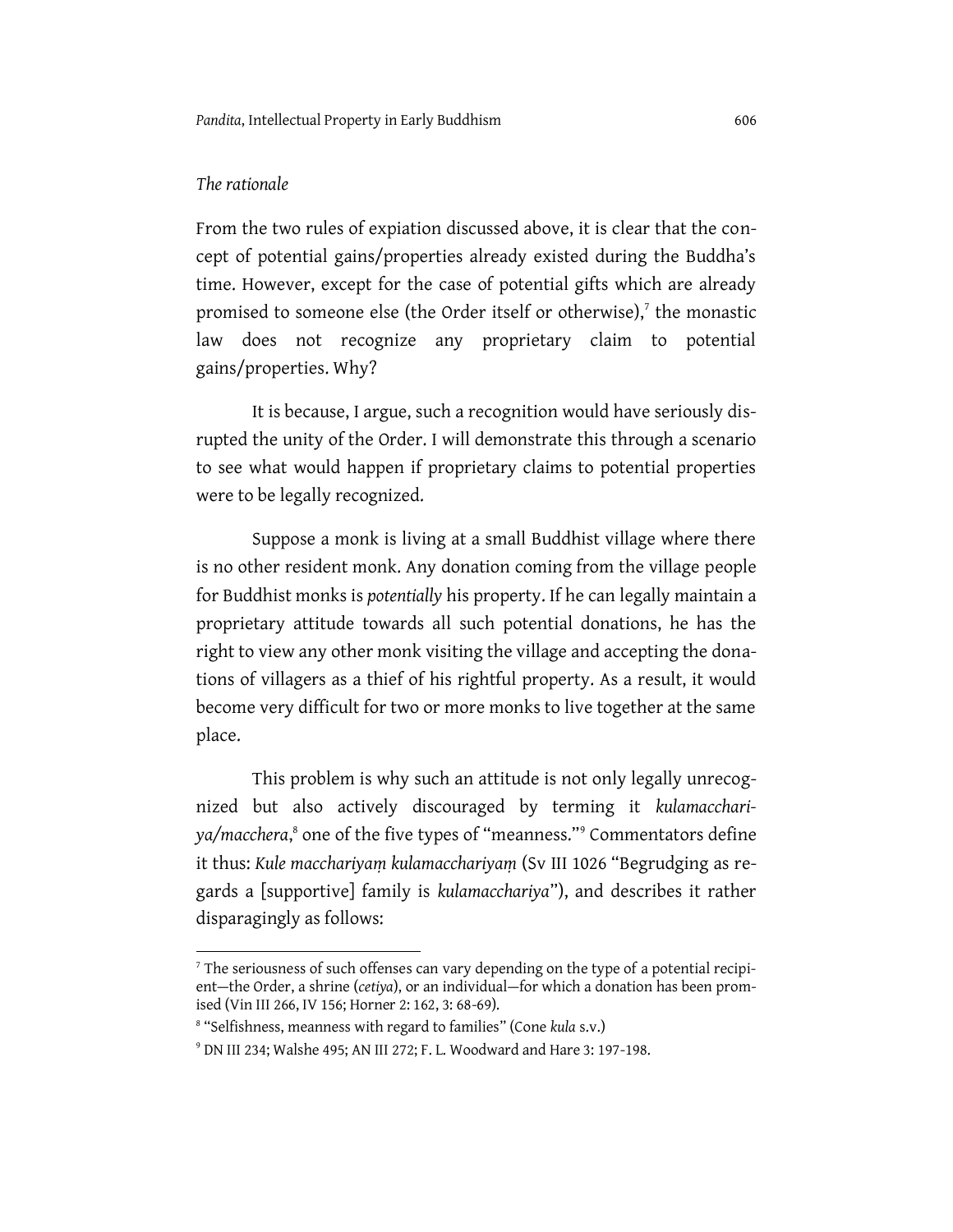*The rationale*

From the two rules of expiation discussed above, it is clear that the concept of potential gains/properties already existed during the Buddha's time. However, except for the case of potential gifts which are already promised to someone else (the Order itself or otherwise),[7] the monastic law does not recognize any proprietary claim to potential gains/properties. Why?

It is because, I argue, such a recognition would have seriously disrupted the unity of the Order. I will demonstrate this through a scenario to see what would happen if proprietary claims to potential properties were to be legally recognized.

Suppose a monk is living at a small Buddhist village where there is no other resident monk. Any donation coming from the village people for Buddhist monks is *potentially* his property. If he can legally maintain a proprietary attitude towards all such potential donations, he has the right to view any other monk visiting the village and accepting the donations of villagers as a thief of his rightful property. As a result, it would become very difficult for two or more monks to live together at the same place.

This problem is why such an attitude is not only legally unrecognized but also actively discouraged by terming it *kulamacchariya/macchera*,[8] one of the five types of "meanness."[9] Commentators define it thus: *Kule macchariyaṃ kulamacchariyaṃ* (Sv III 1026 "Begrudging as regards a [supportive] family is *kulamacchariya*"), and describes it rather disparagingly as follows:

---

[7] The seriousness of such offenses can vary depending on the type of a potential recipient—the Order, a shrine (*cetiya*), or an individual—for which a donation has been promised (Vin III 266, IV 156; Horner 2: 162, 3: 68-69).

[8] "Selfishness, meanness with regard to families" (Cone *kula* s.v.)

[9] DN III 234; Walshe 495; AN III 272; F. L. Woodward and Hare 3: 197-198.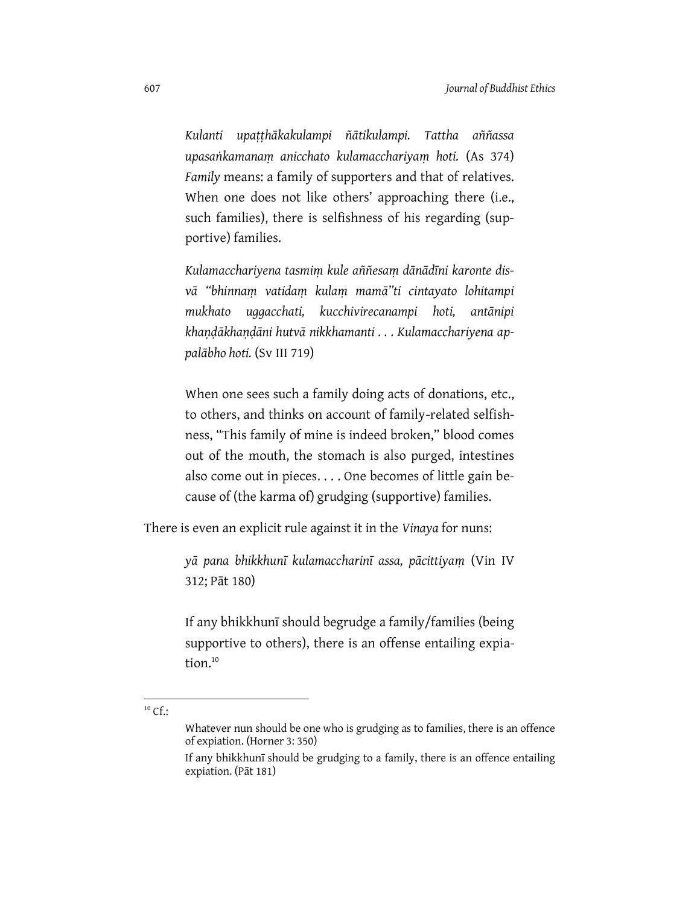> *Kulanti upaṭṭhākakulampi ñātikulampi. Tattha aññassa upasaṅkamanaṃ anicchato kulamacchariyaṃ hoti.* (As 374)
> *Family* means: a family of supporters and that of relatives. When one does not like others' approaching there (i.e., such families), there is selfishness of his regarding (supportive) families.

> *Kulamacchariyena tasmiṃ kule aññesaṃ dānādīni karonte disvā "bhinnaṃ vatidaṃ kulaṃ mamā"ti cintayato lohitampi mukhato uggacchati, kucchivirecanampi hoti, antānipi khaṇḍākhaṇḍāni hutvā nikkhamanti . . . Kulamacchariyena appalābho hoti.* (Sv III 719)

> When one sees such a family doing acts of donations, etc., to others, and thinks on account of family-related selfishness, "This family of mine is indeed broken," blood comes out of the mouth, the stomach is also purged, intestines also come out in pieces. . . . One becomes of little gain because of (the karma of) grudging (supportive) families.

There is even an explicit rule against it in the *Vinaya* for nuns:

> *yā pana bhikkhunī kulamaccharinī assa, pācittiyaṃ* (Vin IV 312; Pāt 180)

> If any bhikkhunī should begrudge a family/families (being supportive to others), there is an offense entailing expiation.[10]

---

[10] Cf.:

> Whatever nun should be one who is grudging as to families, there is an offence of expiation. (Horner 3: 350)
>
> If any bhikkhunī should be grudging to a family, there is an offence entailing expiation. (Pāt 181)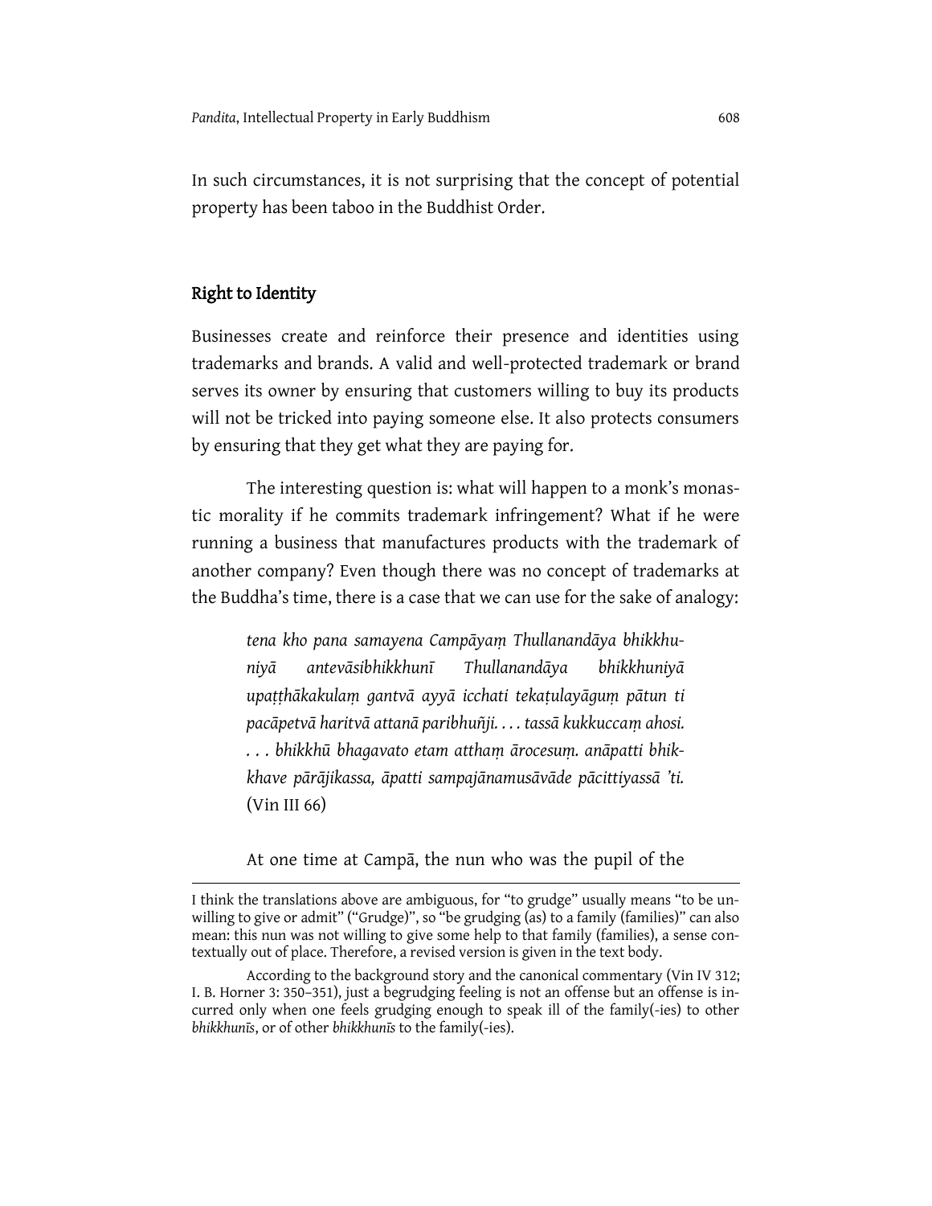In such circumstances, it is not surprising that the concept of potential property has been taboo in the Buddhist Order.

## Right to Identity

Businesses create and reinforce their presence and identities using trademarks and brands. A valid and well-protected trademark or brand serves its owner by ensuring that customers willing to buy its products will not be tricked into paying someone else. It also protects consumers by ensuring that they get what they are paying for.

The interesting question is: what will happen to a monk's monastic morality if he commits trademark infringement? What if he were running a business that manufactures products with the trademark of another company? Even though there was no concept of trademarks at the Buddha's time, there is a case that we can use for the sake of analogy:

> *tena kho pana samayena Campāyaṃ Thullanandāya bhikkhuniyā antevāsibhikkhunī Thullanandāya bhikkhuniyā upaṭṭhākakulaṃ gantvā ayyā icchati tekaṭulayāguṃ pātun ti pacāpetvā haritvā attanā paribhuñji. . . . tassā kukkuccaṃ ahosi. . . . bhikkhū bhagavato etam atthaṃ ārocesuṃ. anāpatti bhikkhave pārājikassa, āpatti sampajānamusāvāde pācittiyassā 'ti.* (Vin III 66)

At one time at Campā, the nun who was the pupil of the

---

I think the translations above are ambiguous, for "to grudge" usually means "to be unwilling to give or admit" ("Grudge)", so "be grudging (as) to a family (families)" can also mean: this nun was not willing to give some help to that family (families), a sense contextually out of place. Therefore, a revised version is given in the text body.

According to the background story and the canonical commentary (Vin IV 312; I. B. Horner 3: 350–351), just a begrudging feeling is not an offense but an offense is incurred only when one feels grudging enough to speak ill of the family(-ies) to other *bhikkhunīs*, or of other *bhikkhunīs* to the family(-ies).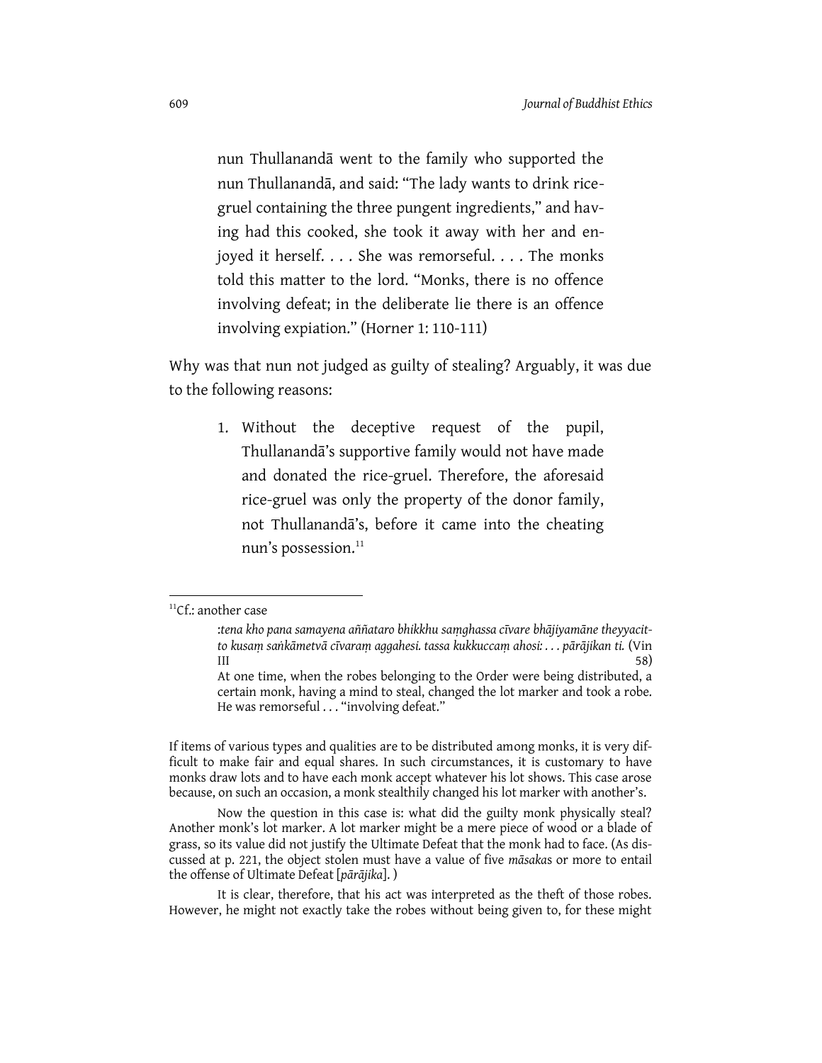> nun Thullanandā went to the family who supported the nun Thullanandā, and said: "The lady wants to drink rice-gruel containing the three pungent ingredients," and having had this cooked, she took it away with her and enjoyed it herself. . . . She was remorseful. . . . The monks told this matter to the lord. "Monks, there is no offence involving defeat; in the deliberate lie there is an offence involving expiation." (Horner 1: 110-111)

Why was that nun not judged as guilty of stealing? Arguably, it was due to the following reasons:

1. Without the deceptive request of the pupil, Thullanandā's supportive family would not have made and donated the rice-gruel. Therefore, the aforesaid rice-gruel was only the property of the donor family, not Thullanandā's, before it came into the cheating nun's possession.[11]

---

[11] Cf.: another case

> :*tena kho pana samayena aññataro bhikkhu saṃghassa cīvare bhājiyamāne theyyacitto kusaṃ saṅkāmetvā cīvaraṃ aggahesi. tassa kukkuccaṃ ahosi: . . . pārājikan ti.* (Vin III 58)
>
> At one time, when the robes belonging to the Order were being distributed, a certain monk, having a mind to steal, changed the lot marker and took a robe. He was remorseful . . . "involving defeat."

If items of various types and qualities are to be distributed among monks, it is very difficult to make fair and equal shares. In such circumstances, it is customary to have monks draw lots and to have each monk accept whatever his lot shows. This case arose because, on such an occasion, a monk stealthily changed his lot marker with another's.

Now the question in this case is: what did the guilty monk physically steal? Another monk's lot marker. A lot marker might be a mere piece of wood or a blade of grass, so its value did not justify the Ultimate Defeat that the monk had to face. (As discussed at p. 221, the object stolen must have a value of five *māsaka*s or more to entail the offense of Ultimate Defeat [*pārājika*]. )

It is clear, therefore, that his act was interpreted as the theft of those robes. However, he might not exactly take the robes without being given to, for these might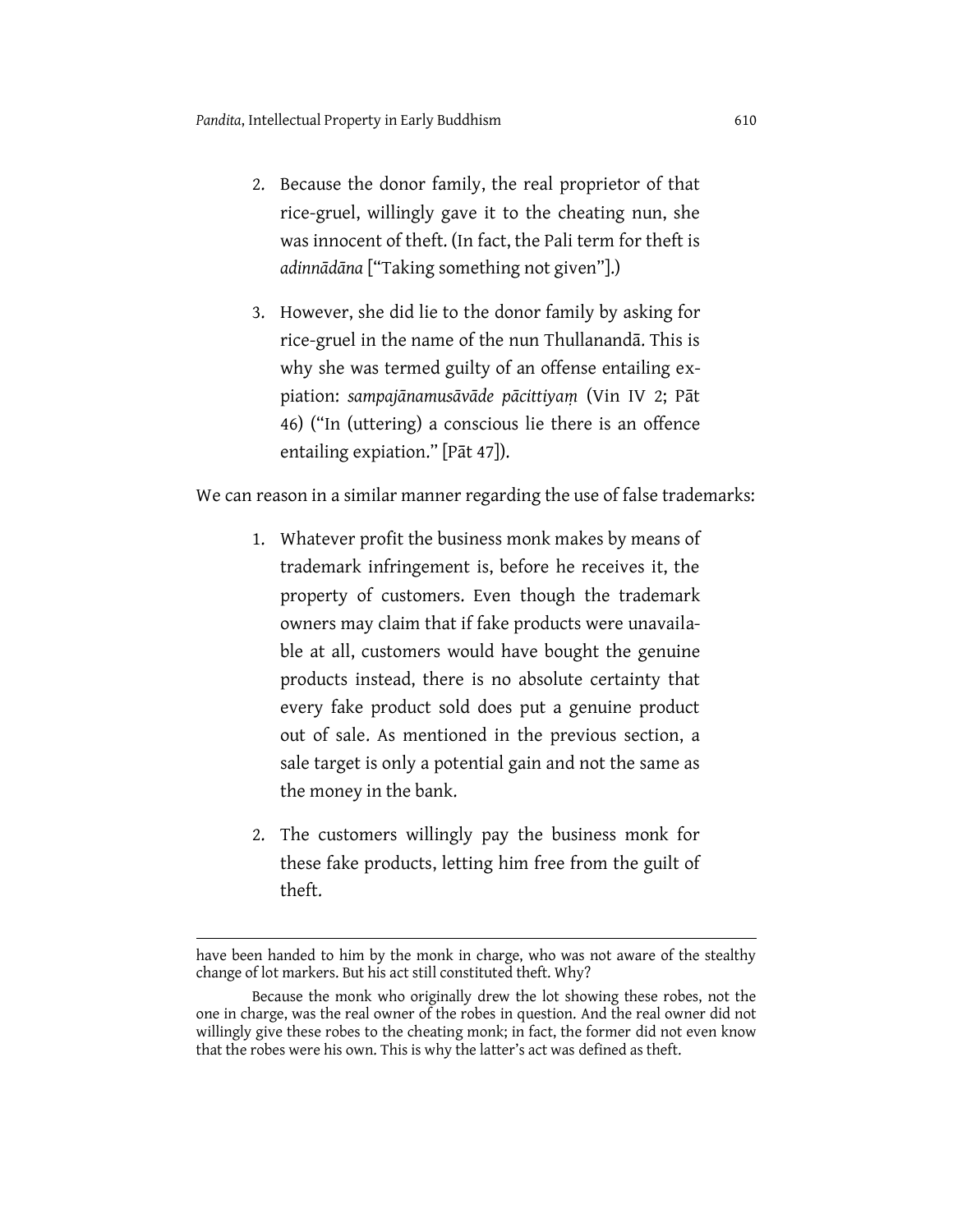2. Because the donor family, the real proprietor of that rice-gruel, willingly gave it to the cheating nun, she was innocent of theft. (In fact, the Pali term for theft is *adinnādāna* ["Taking something not given"].)

3. However, she did lie to the donor family by asking for rice-gruel in the name of the nun Thullanandā. This is why she was termed guilty of an offense entailing expiation: *sampajānamusāvāde pācittiyaṃ* (Vin IV 2; Pāt 46) ("In (uttering) a conscious lie there is an offence entailing expiation." [Pāt 47]).

We can reason in a similar manner regarding the use of false trademarks:

1. Whatever profit the business monk makes by means of trademark infringement is, before he receives it, the property of customers. Even though the trademark owners may claim that if fake products were unavailable at all, customers would have bought the genuine products instead, there is no absolute certainty that every fake product sold does put a genuine product out of sale. As mentioned in the previous section, a sale target is only a potential gain and not the same as the money in the bank.

2. The customers willingly pay the business monk for these fake products, letting him free from the guilt of theft.

---

have been handed to him by the monk in charge, who was not aware of the stealthy change of lot markers. But his act still constituted theft. Why?

Because the monk who originally drew the lot showing these robes, not the one in charge, was the real owner of the robes in question. And the real owner did not willingly give these robes to the cheating monk; in fact, the former did not even know that the robes were his own. This is why the latter's act was defined as theft.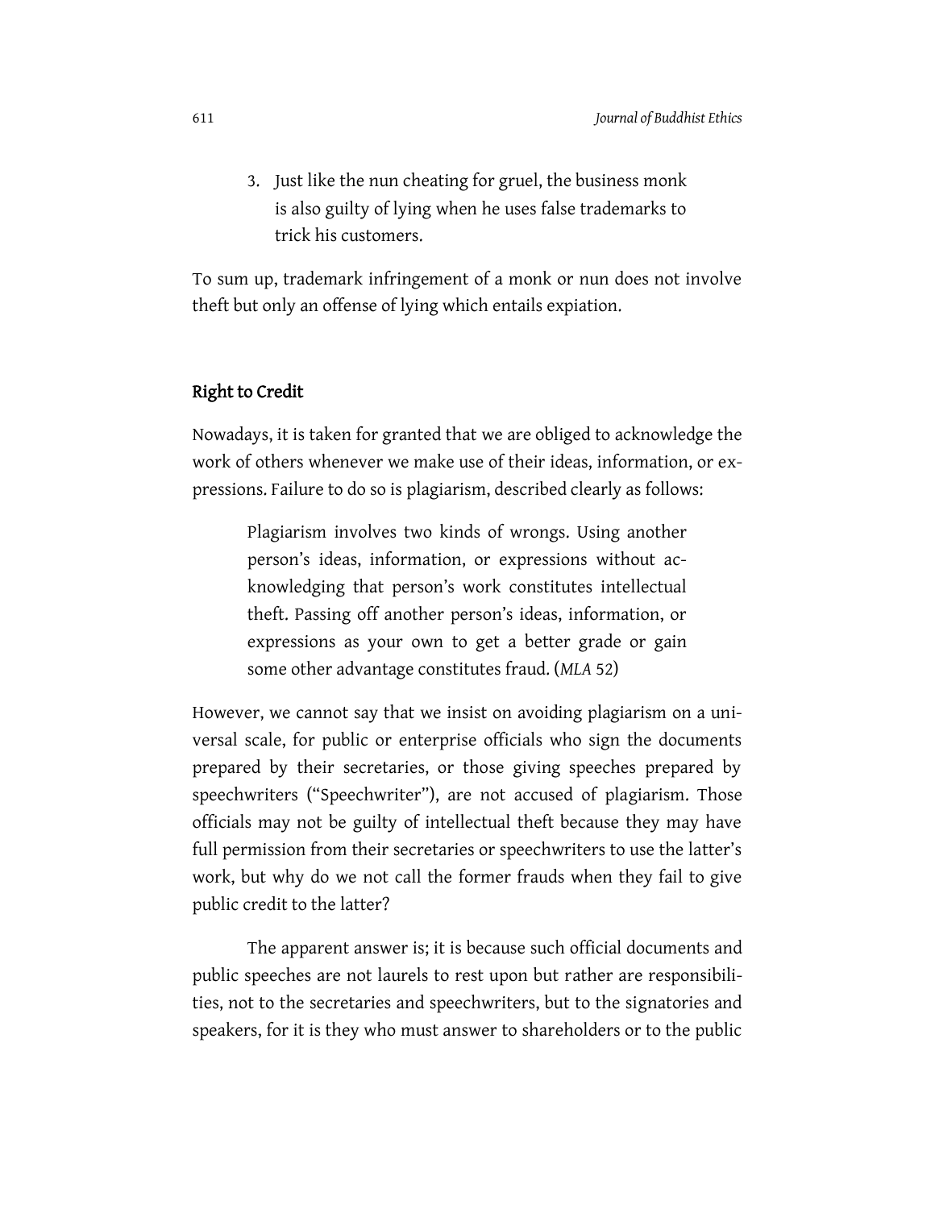3. Just like the nun cheating for gruel, the business monk is also guilty of lying when he uses false trademarks to trick his customers.

To sum up, trademark infringement of a monk or nun does not involve theft but only an offense of lying which entails expiation.

## Right to Credit

Nowadays, it is taken for granted that we are obliged to acknowledge the work of others whenever we make use of their ideas, information, or expressions. Failure to do so is plagiarism, described clearly as follows:

> Plagiarism involves two kinds of wrongs. Using another person's ideas, information, or expressions without acknowledging that person's work constitutes intellectual theft. Passing off another person's ideas, information, or expressions as your own to get a better grade or gain some other advantage constitutes fraud. (*MLA* 52)

However, we cannot say that we insist on avoiding plagiarism on a universal scale, for public or enterprise officials who sign the documents prepared by their secretaries, or those giving speeches prepared by speechwriters ("Speechwriter"), are not accused of plagiarism. Those officials may not be guilty of intellectual theft because they may have full permission from their secretaries or speechwriters to use the latter's work, but why do we not call the former frauds when they fail to give public credit to the latter?

The apparent answer is; it is because such official documents and public speeches are not laurels to rest upon but rather are responsibilities, not to the secretaries and speechwriters, but to the signatories and speakers, for it is they who must answer to shareholders or to the public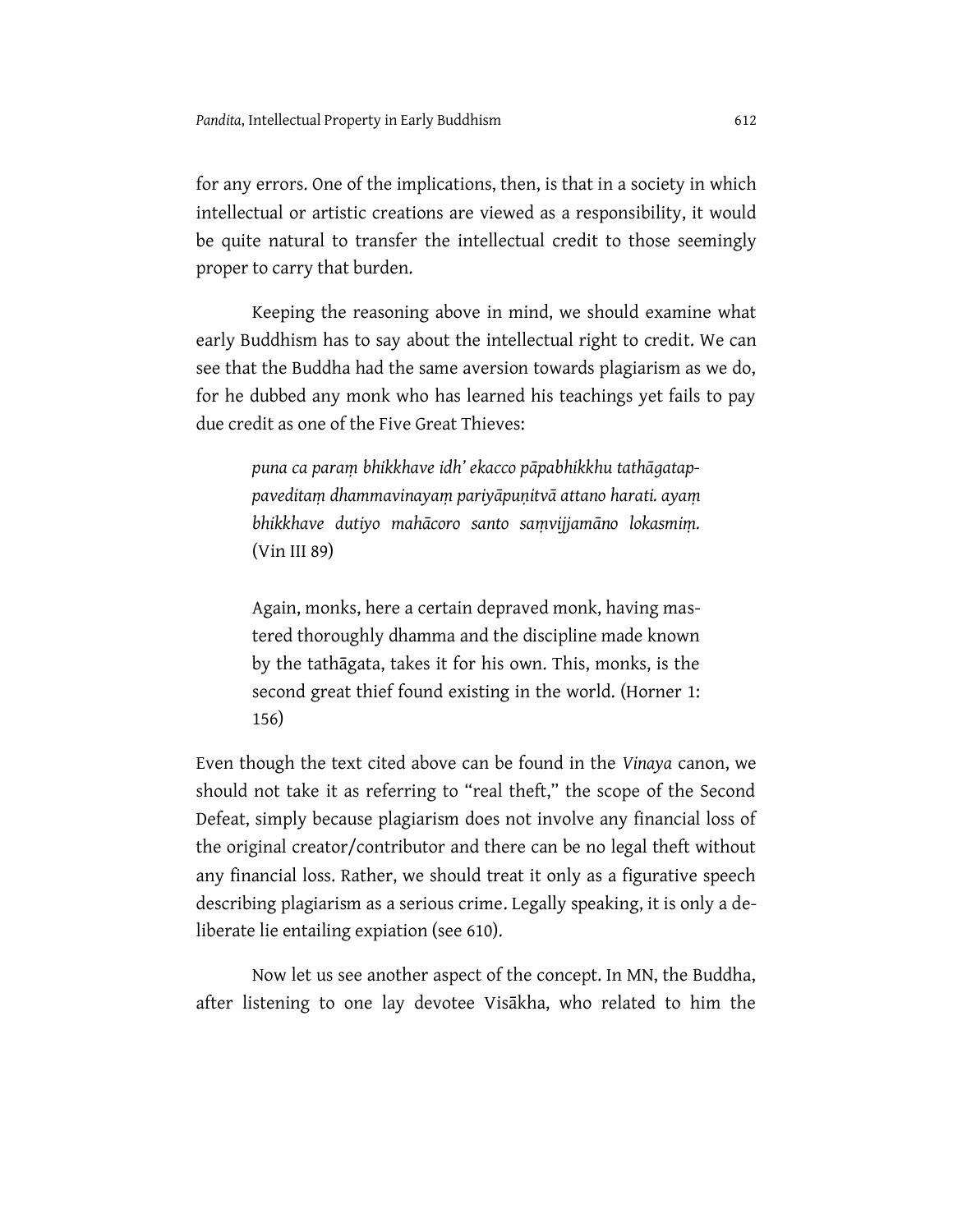for any errors. One of the implications, then, is that in a society in which intellectual or artistic creations are viewed as a responsibility, it would be quite natural to transfer the intellectual credit to those seemingly proper to carry that burden.

Keeping the reasoning above in mind, we should examine what early Buddhism has to say about the intellectual right to credit. We can see that the Buddha had the same aversion towards plagiarism as we do, for he dubbed any monk who has learned his teachings yet fails to pay due credit as one of the Five Great Thieves:

> *puna ca paraṃ bhikkhave idh' ekacco pāpabhikkhu tathāgatappaveditaṃ dhammavinayaṃ pariyāpuṇitvā attano harati. ayaṃ bhikkhave dutiyo mahācoro santo saṃvijjamāno lokasmiṃ.* (Vin III 89)
>
> Again, monks, here a certain depraved monk, having mastered thoroughly dhamma and the discipline made known by the tathāgata, takes it for his own. This, monks, is the second great thief found existing in the world. (Horner 1: 156)

Even though the text cited above can be found in the *Vinaya* canon, we should not take it as referring to "real theft," the scope of the Second Defeat, simply because plagiarism does not involve any financial loss of the original creator/contributor and there can be no legal theft without any financial loss. Rather, we should treat it only as a figurative speech describing plagiarism as a serious crime. Legally speaking, it is only a deliberate lie entailing expiation (see 610).

Now let us see another aspect of the concept. In MN, the Buddha, after listening to one lay devotee Visākha, who related to him the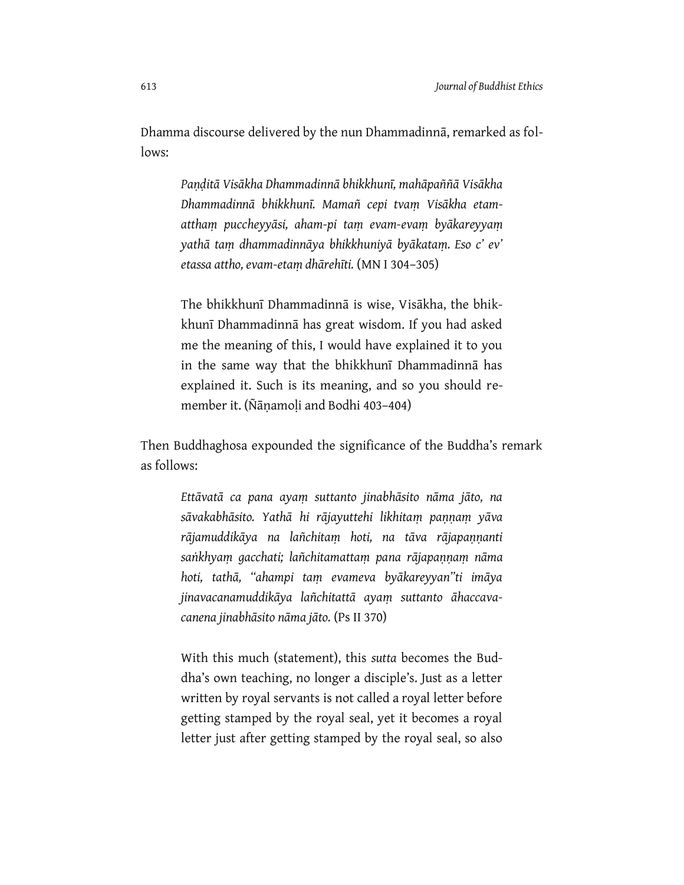Dhamma discourse delivered by the nun Dhammadinnā, remarked as follows:

> *Paṇḍitā Visākha Dhammadinnā bhikkhunī, mahāpaññā Visākha Dhammadinnā bhikkhunī. Mamañ cepi tvaṃ Visākha etam-atthaṃ puccheyyāsi, aham-pi taṃ evam-evaṃ byākareyyaṃ yathā taṃ dhammadinnāya bhikkhuniyā byākataṃ. Eso c' ev' etassa attho, evam-etaṃ dhārehīti.* (MN I 304–305)
>
> The bhikkhunī Dhammadinnā is wise, Visākha, the bhikkhunī Dhammadinnā has great wisdom. If you had asked me the meaning of this, I would have explained it to you in the same way that the bhikkhunī Dhammadinnā has explained it. Such is its meaning, and so you should remember it. (Ñāṇamoḷi and Bodhi 403–404)

Then Buddhaghosa expounded the significance of the Buddha's remark as follows:

> *Ettāvatā ca pana ayaṃ suttanto jinabhāsito nāma jāto, na sāvakabhāsito. Yathā hi rājayuttehi likhitaṃ paṇṇaṃ yāva rājamuddikāya na lañchitaṃ hoti, na tāva rājapaṇṇanti saṅkhyaṃ gacchati; lañchitamattaṃ pana rājapaṇṇaṃ nāma hoti, tathā, "ahampi taṃ evameva byākareyyan"ti imāya jinavacanamuddikāya lañchitattā ayaṃ suttanto āhaccavacanena jinabhāsito nāma jāto.* (Ps II 370)
>
> With this much (statement), this *sutta* becomes the Buddha's own teaching, no longer a disciple's. Just as a letter written by royal servants is not called a royal letter before getting stamped by the royal seal, yet it becomes a royal letter just after getting stamped by the royal seal, so also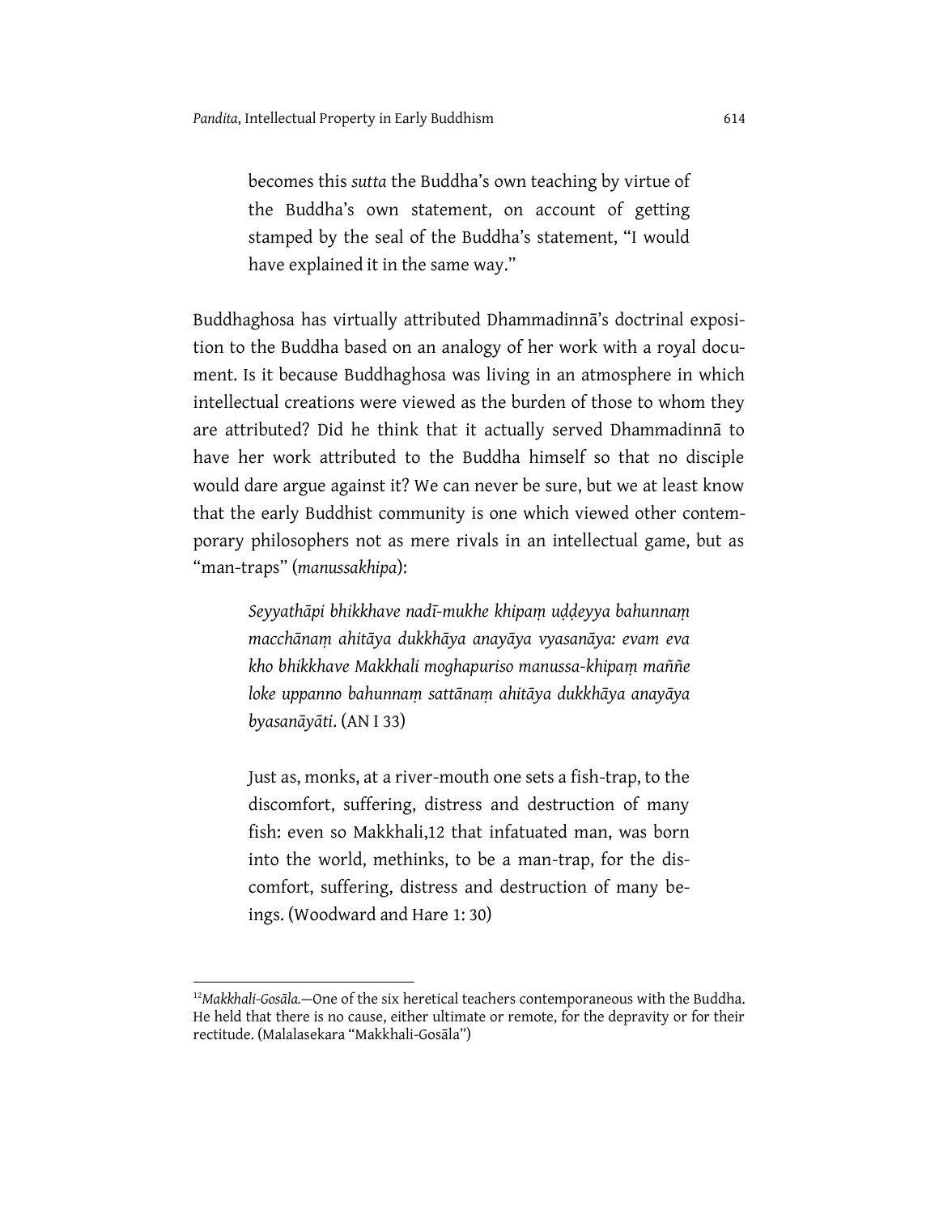> becomes this *sutta* the Buddha's own teaching by virtue of the Buddha's own statement, on account of getting stamped by the seal of the Buddha's statement, "I would have explained it in the same way."

Buddhaghosa has virtually attributed Dhammadinnā's doctrinal exposition to the Buddha based on an analogy of her work with a royal document. Is it because Buddhaghosa was living in an atmosphere in which intellectual creations were viewed as the burden of those to whom they are attributed? Did he think that it actually served Dhammadinnā to have her work attributed to the Buddha himself so that no disciple would dare argue against it? We can never be sure, but we at least know that the early Buddhist community is one which viewed other contemporary philosophers not as mere rivals in an intellectual game, but as "man-traps" (*manussakhipa*):

> *Seyyathāpi bhikkhave nadī-mukhe khipaṃ uḍḍeyya bahunnaṃ macchānaṃ ahitāya dukkhāya anayāya vyasanāya: evam eva kho bhikkhave Makkhali moghapuriso manussa-khipaṃ maññe loke uppanno bahunnaṃ sattānaṃ ahitāya dukkhāya anayāya byasanāyāti*. (AN I 33)

> Just as, monks, at a river-mouth one sets a fish-trap, to the discomfort, suffering, distress and destruction of many fish: even so Makkhali,[12] that infatuated man, was born into the world, methinks, to be a man-trap, for the discomfort, suffering, distress and destruction of many beings. (Woodward and Hare 1: 30)

---

[12] *Makkhali-Gosāla.*—One of the six heretical teachers contemporaneous with the Buddha. He held that there is no cause, either ultimate or remote, for the depravity or for their rectitude. (Malalasekara "Makkhali-Gosāla")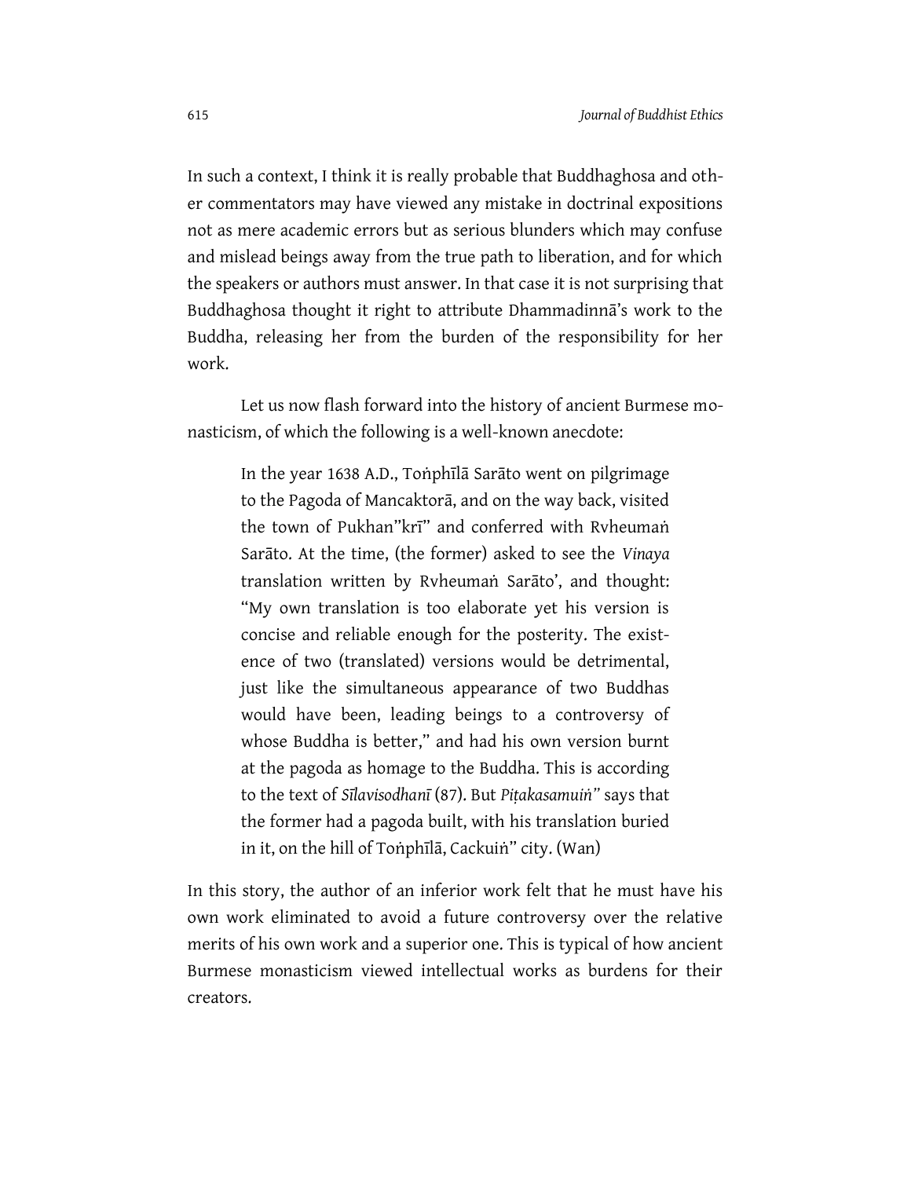In such a context, I think it is really probable that Buddhaghosa and other commentators may have viewed any mistake in doctrinal expositions not as mere academic errors but as serious blunders which may confuse and mislead beings away from the true path to liberation, and for which the speakers or authors must answer. In that case it is not surprising that Buddhaghosa thought it right to attribute Dhammadinnā's work to the Buddha, releasing her from the burden of the responsibility for her work.

Let us now flash forward into the history of ancient Burmese monasticism, of which the following is a well-known anecdote:

> In the year 1638 A.D., Toṅphīlā Sarāto went on pilgrimage to the Pagoda of Mancaktorā, and on the way back, visited the town of Pukhan"krī" and conferred with Rvheumaṅ Sarāto. At the time, (the former) asked to see the *Vinaya* translation written by Rvheumaṅ Sarāto', and thought: "My own translation is too elaborate yet his version is concise and reliable enough for the posterity. The existence of two (translated) versions would be detrimental, just like the simultaneous appearance of two Buddhas would have been, leading beings to a controversy of whose Buddha is better," and had his own version burnt at the pagoda as homage to the Buddha. This is according to the text of *Sīlavisodhanī* (87). But *Piṭakasamuiṅ"* says that the former had a pagoda built, with his translation buried in it, on the hill of Toṅphīlā, Cackuiṅ" city. (Wan)

In this story, the author of an inferior work felt that he must have his own work eliminated to avoid a future controversy over the relative merits of his own work and a superior one. This is typical of how ancient Burmese monasticism viewed intellectual works as burdens for their creators.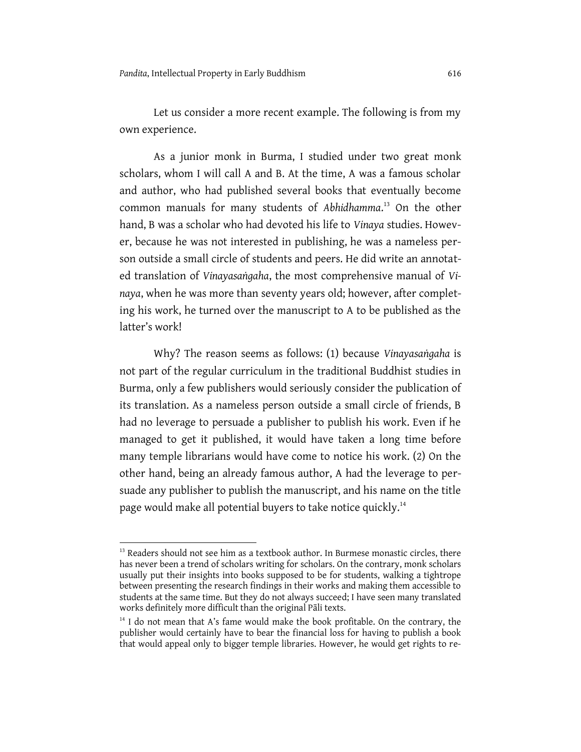Let us consider a more recent example. The following is from my own experience.

As a junior monk in Burma, I studied under two great monk scholars, whom I will call A and B. At the time, A was a famous scholar and author, who had published several books that eventually become common manuals for many students of *Abhidhamma*.[13] On the other hand, B was a scholar who had devoted his life to *Vinaya* studies. However, because he was not interested in publishing, he was a nameless person outside a small circle of students and peers. He did write an annotated translation of *Vinayasaṅgaha*, the most comprehensive manual of *Vinaya*, when he was more than seventy years old; however, after completing his work, he turned over the manuscript to A to be published as the latter's work!

Why? The reason seems as follows: (1) because *Vinayasaṅgaha* is not part of the regular curriculum in the traditional Buddhist studies in Burma, only a few publishers would seriously consider the publication of its translation. As a nameless person outside a small circle of friends, B had no leverage to persuade a publisher to publish his work. Even if he managed to get it published, it would have taken a long time before many temple librarians would have come to notice his work. (2) On the other hand, being an already famous author, A had the leverage to persuade any publisher to publish the manuscript, and his name on the title page would make all potential buyers to take notice quickly.[14]

---

[13] Readers should not see him as a textbook author. In Burmese monastic circles, there has never been a trend of scholars writing for scholars. On the contrary, monk scholars usually put their insights into books supposed to be for students, walking a tightrope between presenting the research findings in their works and making them accessible to students at the same time. But they do not always succeed; I have seen many translated works definitely more difficult than the original Pāli texts.

[14] I do not mean that A's fame would make the book profitable. On the contrary, the publisher would certainly have to bear the financial loss for having to publish a book that would appeal only to bigger temple libraries. However, he would get rights to re-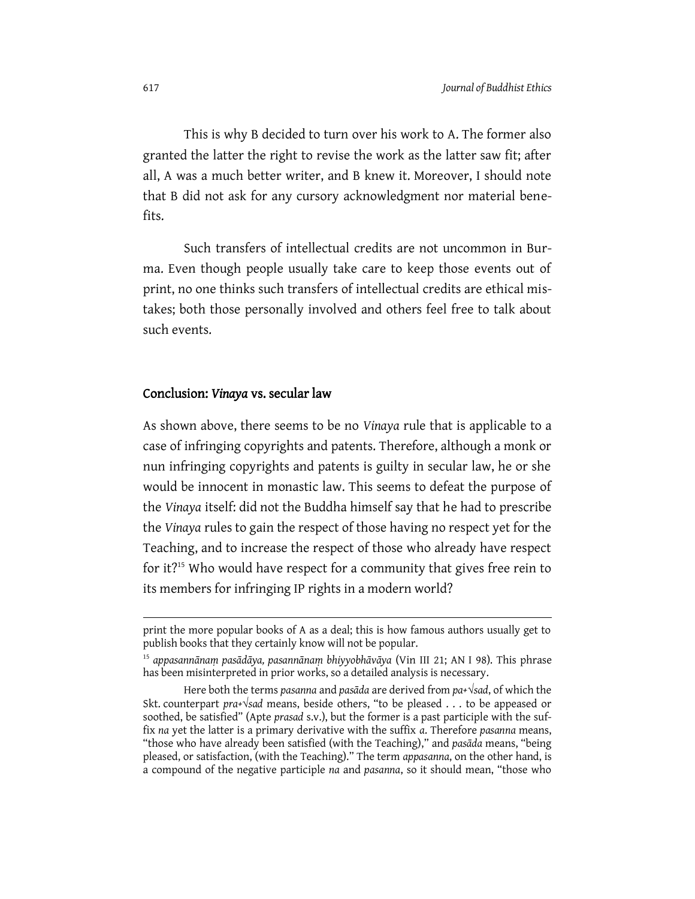This is why B decided to turn over his work to A. The former also granted the latter the right to revise the work as the latter saw fit; after all, A was a much better writer, and B knew it. Moreover, I should note that B did not ask for any cursory acknowledgment nor material benefits.

Such transfers of intellectual credits are not uncommon in Burma. Even though people usually take care to keep those events out of print, no one thinks such transfers of intellectual credits are ethical mistakes; both those personally involved and others feel free to talk about such events.

## Conclusion: *Vinaya* vs. secular law

As shown above, there seems to be no *Vinaya* rule that is applicable to a case of infringing copyrights and patents. Therefore, although a monk or nun infringing copyrights and patents is guilty in secular law, he or she would be innocent in monastic law. This seems to defeat the purpose of the *Vinaya* itself: did not the Buddha himself say that he had to prescribe the *Vinaya* rules to gain the respect of those having no respect yet for the Teaching, and to increase the respect of those who already have respect for it?[15] Who would have respect for a community that gives free rein to its members for infringing IP rights in a modern world?

---

print the more popular books of A as a deal; this is how famous authors usually get to publish books that they certainly know will not be popular.

[15] *appasannānaṃ pasādāya, pasannānaṃ bhiyyobhāvāya* (Vin III 21; AN I 98). This phrase has been misinterpreted in prior works, so a detailed analysis is necessary.

Here both the terms *pasanna* and *pasāda* are derived from *pa+√sad*, of which the Skt. counterpart *pra+√sad* means, beside others, "to be pleased . . . to be appeased or soothed, be satisfied" (Apte *prasad* s.v.), but the former is a past participle with the suffix *na* yet the latter is a primary derivative with the suffix *a*. Therefore *pasanna* means, "those who have already been satisfied (with the Teaching)," and *pasāda* means, "being pleased, or satisfaction, (with the Teaching)." The term *appasanna*, on the other hand, is a compound of the negative participle *na* and *pasanna*, so it should mean, "those who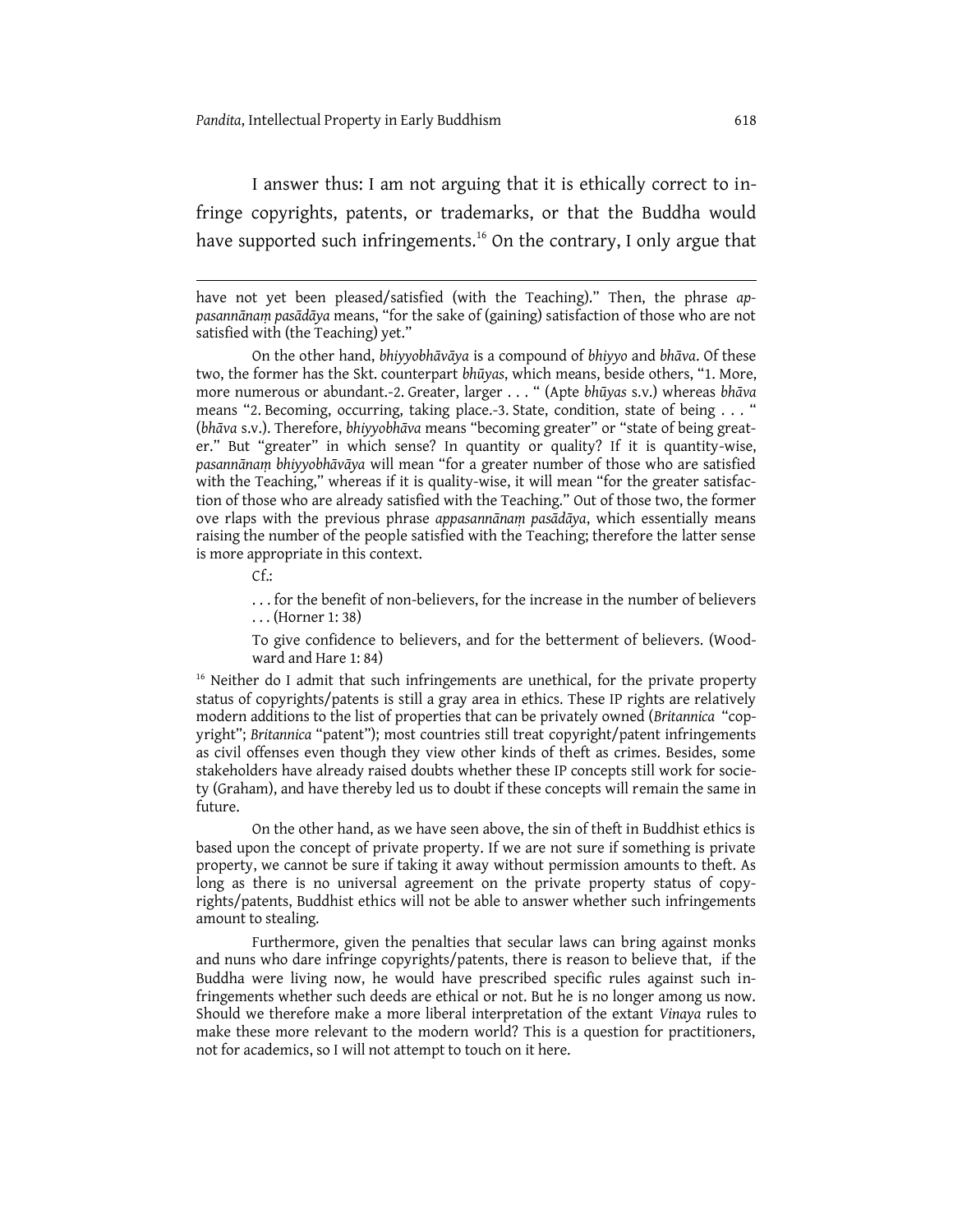I answer thus: I am not arguing that it is ethically correct to infringe copyrights, patents, or trademarks, or that the Buddha would have supported such infringements.[16] On the contrary, I only argue that

---

have not yet been pleased/satisfied (with the Teaching)." Then, the phrase *appasannānaṃ pasādāya* means, "for the sake of (gaining) satisfaction of those who are not satisfied with (the Teaching) yet."

On the other hand, *bhiyyobhāvāya* is a compound of *bhiyyo* and *bhāva*. Of these two, the former has the Skt. counterpart *bhūyas*, which means, beside others, "1. More, more numerous or abundant.-2. Greater, larger . . . " (Apte *bhūyas* s.v.) whereas *bhāva* means "2. Becoming, occurring, taking place.-3. State, condition, state of being . . . " (*bhāva* s.v.). Therefore, *bhiyyobhāva* means "becoming greater" or "state of being greater." But "greater" in which sense? In quantity or quality? If it is quantity-wise, *pasannānaṃ bhiyyobhāvāya* will mean "for a greater number of those who are satisfied with the Teaching," whereas if it is quality-wise, it will mean "for the greater satisfaction of those who are already satisfied with the Teaching." Out of those two, the former ove rlaps with the previous phrase *appasannānaṃ pasādāya*, which essentially means raising the number of the people satisfied with the Teaching; therefore the latter sense is more appropriate in this context.

Cf.:

> . . . for the benefit of non-believers, for the increase in the number of believers . . . (Horner 1: 38)

> To give confidence to believers, and for the betterment of believers. (Woodward and Hare 1: 84)

[16] Neither do I admit that such infringements are unethical, for the private property status of copyrights/patents is still a gray area in ethics. These IP rights are relatively modern additions to the list of properties that can be privately owned (*Britannica* "copyright"; *Britannica* "patent"); most countries still treat copyright/patent infringements as civil offenses even though they view other kinds of theft as crimes. Besides, some stakeholders have already raised doubts whether these IP concepts still work for society (Graham), and have thereby led us to doubt if these concepts will remain the same in future.

On the other hand, as we have seen above, the sin of theft in Buddhist ethics is based upon the concept of private property. If we are not sure if something is private property, we cannot be sure if taking it away without permission amounts to theft. As long as there is no universal agreement on the private property status of copyrights/patents, Buddhist ethics will not be able to answer whether such infringements amount to stealing.

Furthermore, given the penalties that secular laws can bring against monks and nuns who dare infringe copyrights/patents, there is reason to believe that, if the Buddha were living now, he would have prescribed specific rules against such infringements whether such deeds are ethical or not. But he is no longer among us now. Should we therefore make a more liberal interpretation of the extant *Vinaya* rules to make these more relevant to the modern world? This is a question for practitioners, not for academics, so I will not attempt to touch on it here.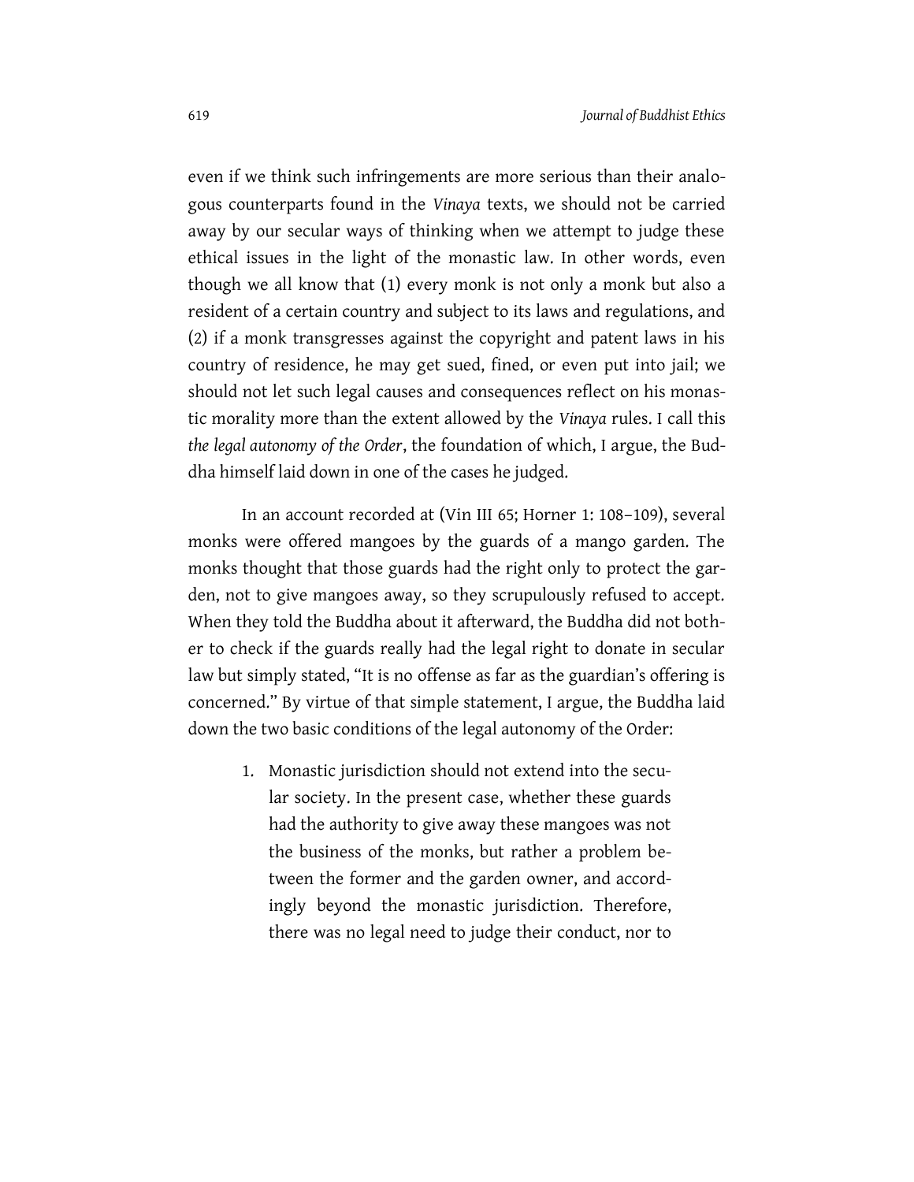even if we think such infringements are more serious than their analogous counterparts found in the *Vinaya* texts, we should not be carried away by our secular ways of thinking when we attempt to judge these ethical issues in the light of the monastic law. In other words, even though we all know that (1) every monk is not only a monk but also a resident of a certain country and subject to its laws and regulations, and (2) if a monk transgresses against the copyright and patent laws in his country of residence, he may get sued, fined, or even put into jail; we should not let such legal causes and consequences reflect on his monastic morality more than the extent allowed by the *Vinaya* rules. I call this *the legal autonomy of the Order*, the foundation of which, I argue, the Buddha himself laid down in one of the cases he judged.

In an account recorded at (Vin III 65; Horner 1: 108–109), several monks were offered mangoes by the guards of a mango garden. The monks thought that those guards had the right only to protect the garden, not to give mangoes away, so they scrupulously refused to accept. When they told the Buddha about it afterward, the Buddha did not bother to check if the guards really had the legal right to donate in secular law but simply stated, "It is no offense as far as the guardian's offering is concerned." By virtue of that simple statement, I argue, the Buddha laid down the two basic conditions of the legal autonomy of the Order:

1. Monastic jurisdiction should not extend into the secular society. In the present case, whether these guards had the authority to give away these mangoes was not the business of the monks, but rather a problem between the former and the garden owner, and accordingly beyond the monastic jurisdiction. Therefore, there was no legal need to judge their conduct, nor to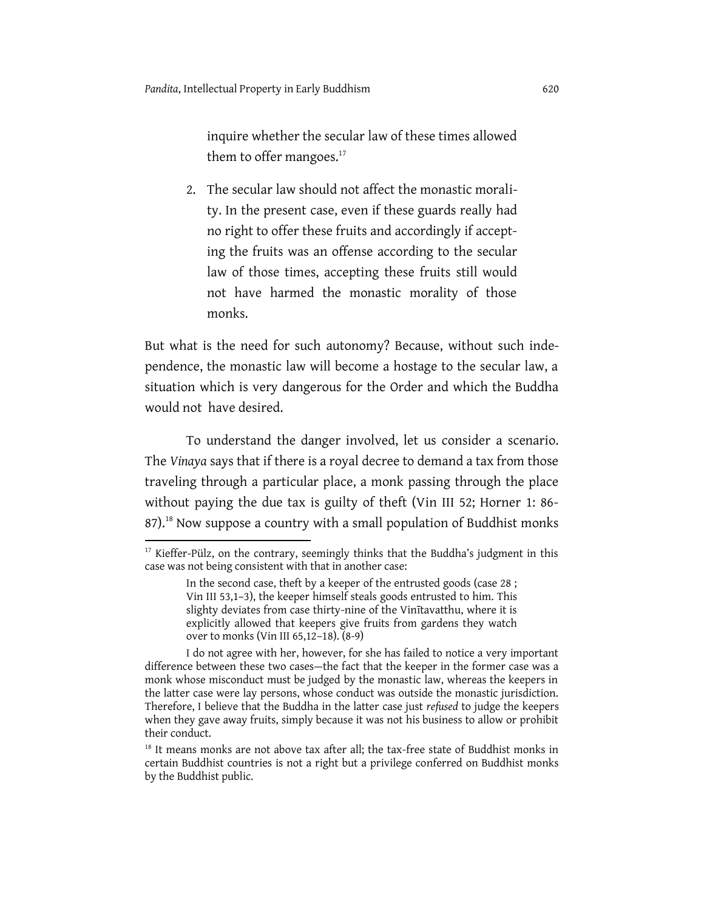inquire whether the secular law of these times allowed them to offer mangoes.[17]

2. The secular law should not affect the monastic morality. In the present case, even if these guards really had no right to offer these fruits and accordingly if accepting the fruits was an offense according to the secular law of those times, accepting these fruits still would not have harmed the monastic morality of those monks.

But what is the need for such autonomy? Because, without such independence, the monastic law will become a hostage to the secular law, a situation which is very dangerous for the Order and which the Buddha would not have desired.

To understand the danger involved, let us consider a scenario. The *Vinaya* says that if there is a royal decree to demand a tax from those traveling through a particular place, a monk passing through the place without paying the due tax is guilty of theft (Vin III 52; Horner 1: 86-87).[18] Now suppose a country with a small population of Buddhist monks

---

[17] Kieffer-Pülz, on the contrary, seemingly thinks that the Buddha's judgment in this case was not being consistent with that in another case:

> In the second case, theft by a keeper of the entrusted goods (case 28 ; Vin III 53,1–3), the keeper himself steals goods entrusted to him. This slighty deviates from case thirty-nine of the Vinītavatthu, where it is explicitly allowed that keepers give fruits from gardens they watch over to monks (Vin III 65,12–18). (8-9)

I do not agree with her, however, for she has failed to notice a very important difference between these two cases—the fact that the keeper in the former case was a monk whose misconduct must be judged by the monastic law, whereas the keepers in the latter case were lay persons, whose conduct was outside the monastic jurisdiction. Therefore, I believe that the Buddha in the latter case just *refused* to judge the keepers when they gave away fruits, simply because it was not his business to allow or prohibit their conduct.

[18] It means monks are not above tax after all; the tax-free state of Buddhist monks in certain Buddhist countries is not a right but a privilege conferred on Buddhist monks by the Buddhist public.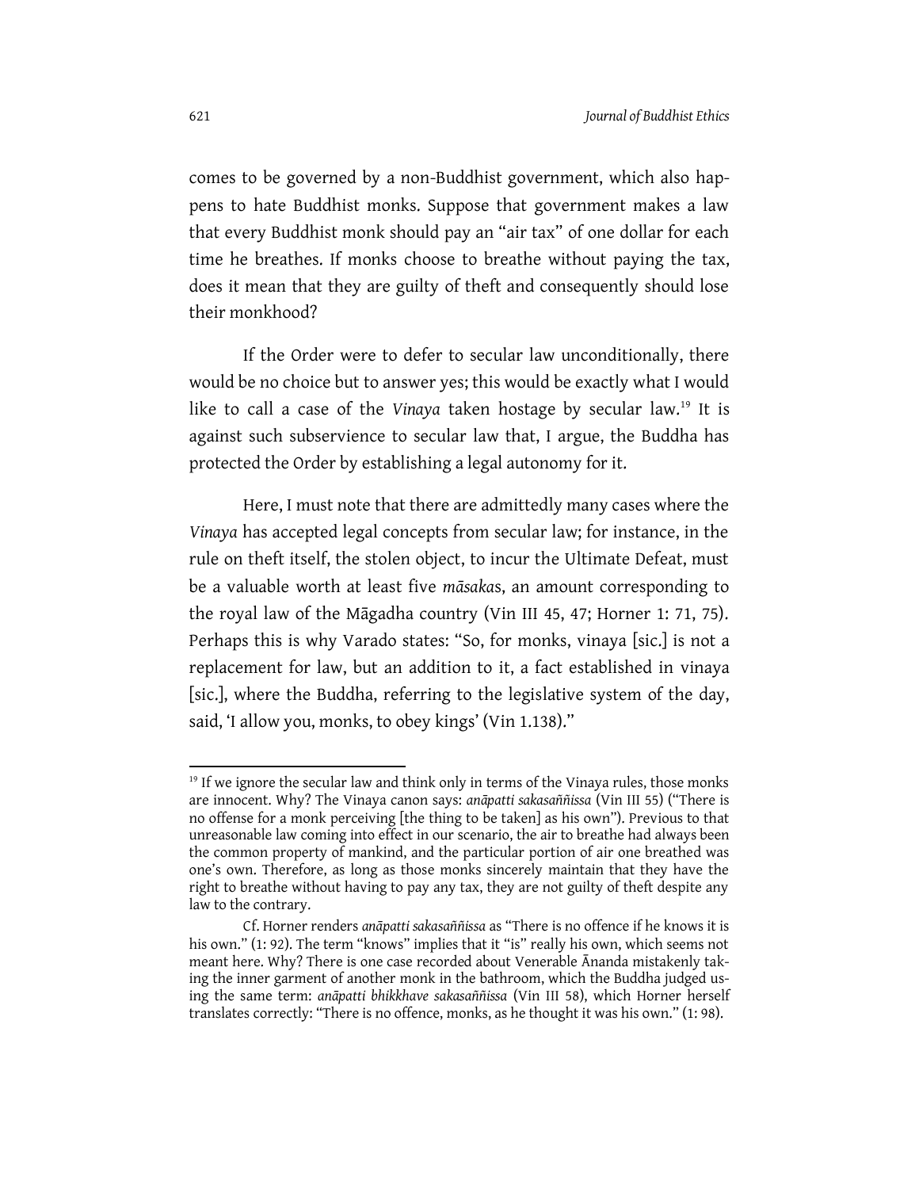comes to be governed by a non-Buddhist government, which also happens to hate Buddhist monks. Suppose that government makes a law that every Buddhist monk should pay an "air tax" of one dollar for each time he breathes. If monks choose to breathe without paying the tax, does it mean that they are guilty of theft and consequently should lose their monkhood?

If the Order were to defer to secular law unconditionally, there would be no choice but to answer yes; this would be exactly what I would like to call a case of the *Vinaya* taken hostage by secular law.[19] It is against such subservience to secular law that, I argue, the Buddha has protected the Order by establishing a legal autonomy for it.

Here, I must note that there are admittedly many cases where the *Vinaya* has accepted legal concepts from secular law; for instance, in the rule on theft itself, the stolen object, to incur the Ultimate Defeat, must be a valuable worth at least five *māsaka*s, an amount corresponding to the royal law of the Māgadha country (Vin III 45, 47; Horner 1: 71, 75). Perhaps this is why Varado states: "So, for monks, vinaya [sic.] is not a replacement for law, but an addition to it, a fact established in vinaya [sic.], where the Buddha, referring to the legislative system of the day, said, 'I allow you, monks, to obey kings' (Vin 1.138)."

---

[19] If we ignore the secular law and think only in terms of the Vinaya rules, those monks are innocent. Why? The Vinaya canon says: *anāpatti sakasaññissa* (Vin III 55) ("There is no offense for a monk perceiving [the thing to be taken] as his own"). Previous to that unreasonable law coming into effect in our scenario, the air to breathe had always been the common property of mankind, and the particular portion of air one breathed was one's own. Therefore, as long as those monks sincerely maintain that they have the right to breathe without having to pay any tax, they are not guilty of theft despite any law to the contrary.

Cf. Horner renders *anāpatti sakasaññissa* as "There is no offence if he knows it is his own." (1: 92). The term "knows" implies that it "is" really his own, which seems not meant here. Why? There is one case recorded about Venerable Ānanda mistakenly taking the inner garment of another monk in the bathroom, which the Buddha judged using the same term: *anāpatti bhikkhave sakasaññissa* (Vin III 58), which Horner herself translates correctly: "There is no offence, monks, as he thought it was his own." (1: 98).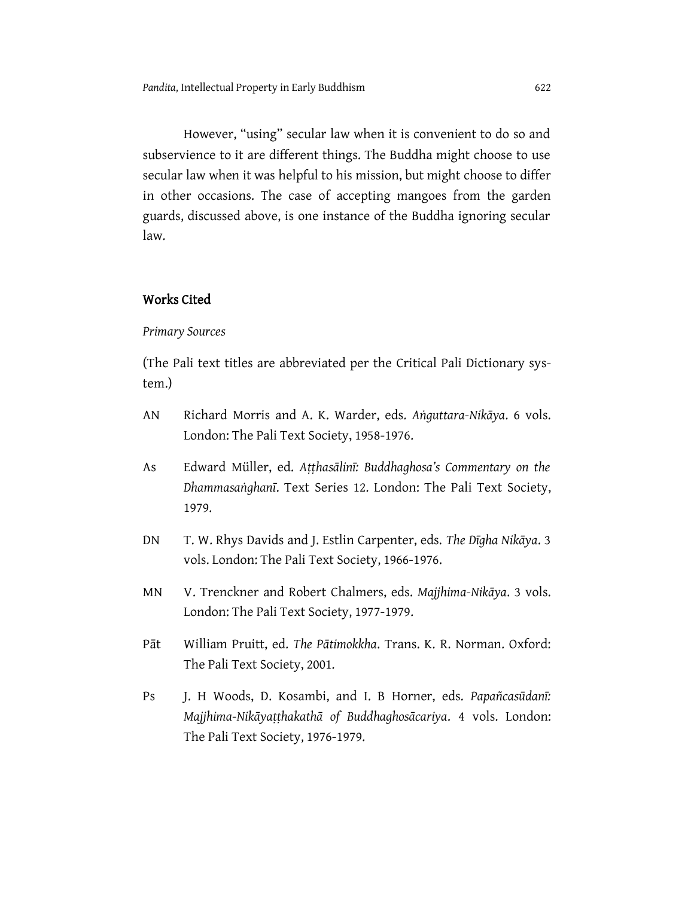However, "using" secular law when it is convenient to do so and subservience to it are different things. The Buddha might choose to use secular law when it was helpful to his mission, but might choose to differ in other occasions. The case of accepting mangoes from the garden guards, discussed above, is one instance of the Buddha ignoring secular law.

## Works Cited

*Primary Sources*

(The Pali text titles are abbreviated per the Critical Pali Dictionary system.)

AN Richard Morris and A. K. Warder, eds. *Aṅguttara-Nikāya*. 6 vols. London: The Pali Text Society, 1958-1976.

As Edward Müller, ed. *Aṭṭhasālinī: Buddhaghosa's Commentary on the Dhammasaṅghanī*. Text Series 12. London: The Pali Text Society, 1979.

DN T. W. Rhys Davids and J. Estlin Carpenter, eds. *The Dīgha Nikāya*. 3 vols. London: The Pali Text Society, 1966-1976.

MN V. Trenckner and Robert Chalmers, eds. *Majjhima-Nikāya*. 3 vols. London: The Pali Text Society, 1977-1979.

Pāt William Pruitt, ed. *The Pātimokkha*. Trans. K. R. Norman. Oxford: The Pali Text Society, 2001.

Ps J. H Woods, D. Kosambi, and I. B Horner, eds. *Papañcasūdanī: Majjhima-Nikāyaṭṭhakathā of Buddhaghosācariya*. 4 vols. London: The Pali Text Society, 1976-1979.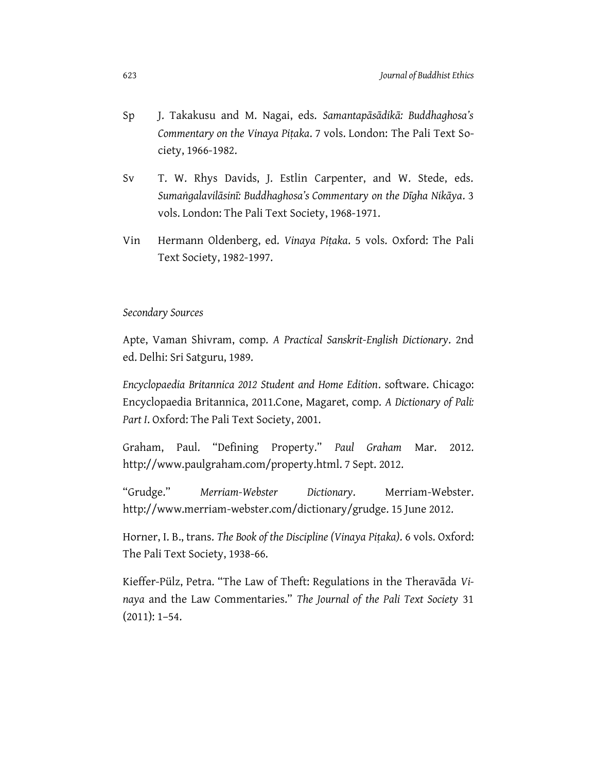Sp J. Takakusu and M. Nagai, eds. *Samantapāsādikā: Buddhaghosa's Commentary on the Vinaya Piṭaka*. 7 vols. London: The Pali Text Society, 1966-1982.

Sv T. W. Rhys Davids, J. Estlin Carpenter, and W. Stede, eds. *Sumaṅgalavilāsinī: Buddhaghosa's Commentary on the Dīgha Nikāya*. 3 vols. London: The Pali Text Society, 1968-1971.

Vin Hermann Oldenberg, ed. *Vinaya Piṭaka*. 5 vols. Oxford: The Pali Text Society, 1982-1997.

*Secondary Sources*

Apte, Vaman Shivram, comp. *A Practical Sanskrit-English Dictionary*. 2nd ed. Delhi: Sri Satguru, 1989.

*Encyclopaedia Britannica 2012 Student and Home Edition*. software. Chicago: Encyclopaedia Britannica, 2011.Cone, Magaret, comp. *A Dictionary of Pali: Part I*. Oxford: The Pali Text Society, 2001.

Graham, Paul. "Defining Property." *Paul Graham* Mar. 2012. http://www.paulgraham.com/property.html. 7 Sept. 2012.

"Grudge." *Merriam-Webster Dictionary*. Merriam-Webster. http://www.merriam-webster.com/dictionary/grudge. 15 June 2012.

Horner, I. B., trans. *The Book of the Discipline (Vinaya Piṭaka)*. 6 vols. Oxford: The Pali Text Society, 1938-66.

Kieffer-Pülz, Petra. "The Law of Theft: Regulations in the Theravāda *Vinaya* and the Law Commentaries." *The Journal of the Pali Text Society* 31 (2011): 1–54.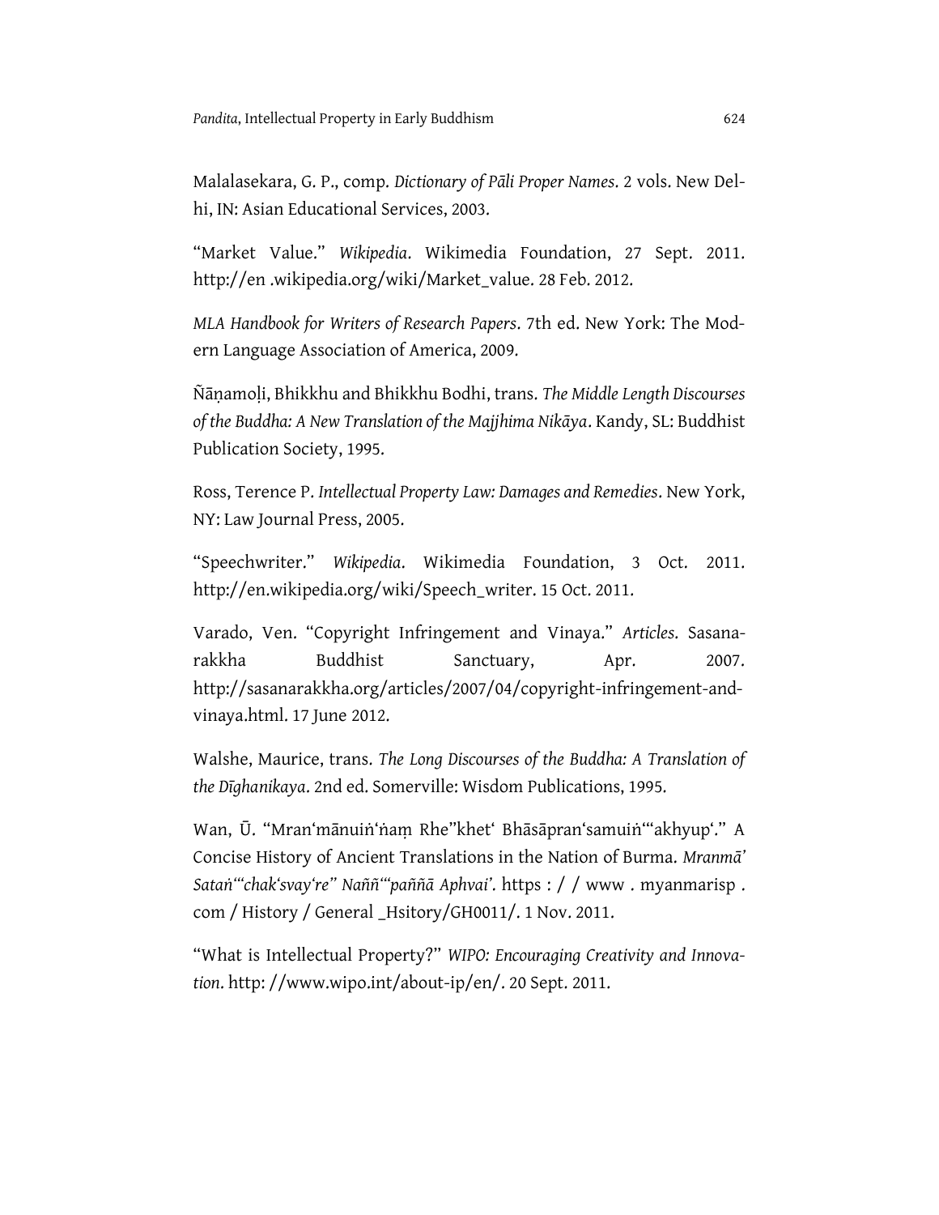Malalasekara, G. P., comp. *Dictionary of Pāli Proper Names*. 2 vols. New Delhi, IN: Asian Educational Services, 2003.

"Market Value." *Wikipedia*. Wikimedia Foundation, 27 Sept. 2011. http://en .wikipedia.org/wiki/Market_value. 28 Feb. 2012.

*MLA Handbook for Writers of Research Papers*. 7th ed. New York: The Modern Language Association of America, 2009.

Ñāṇamoḷi, Bhikkhu and Bhikkhu Bodhi, trans. *The Middle Length Discourses of the Buddha: A New Translation of the Majjhima Nikāya*. Kandy, SL: Buddhist Publication Society, 1995.

Ross, Terence P. *Intellectual Property Law: Damages and Remedies*. New York, NY: Law Journal Press, 2005.

"Speechwriter." *Wikipedia*. Wikimedia Foundation, 3 Oct. 2011. http://en.wikipedia.org/wiki/Speech_writer. 15 Oct. 2011.

Varado, Ven. "Copyright Infringement and Vinaya." *Articles*. Sasanarakkha Buddhist Sanctuary, Apr. 2007. http://sasanarakkha.org/articles/2007/04/copyright-infringement-and-vinaya.html. 17 June 2012.

Walshe, Maurice, trans. *The Long Discourses of the Buddha: A Translation of the Dīghanikaya*. 2nd ed. Somerville: Wisdom Publications, 1995.

Wan, Ū. "Mran'mānuiṅ'ṅaṃ Rhe"khet' Bhāsāpran'samuiṅ'"akhyup'." A Concise History of Ancient Translations in the Nation of Burma. *Mranmā' Sataṅ'"chak'svay're" Naññ'"paññā Aphvai'*. https : / / www . myanmarisp . com / History / General _Hsitory/GH0011/. 1 Nov. 2011.

"What is Intellectual Property?" *WIPO: Encouraging Creativity and Innovation*. http: //www.wipo.int/about-ip/en/. 20 Sept. 2011.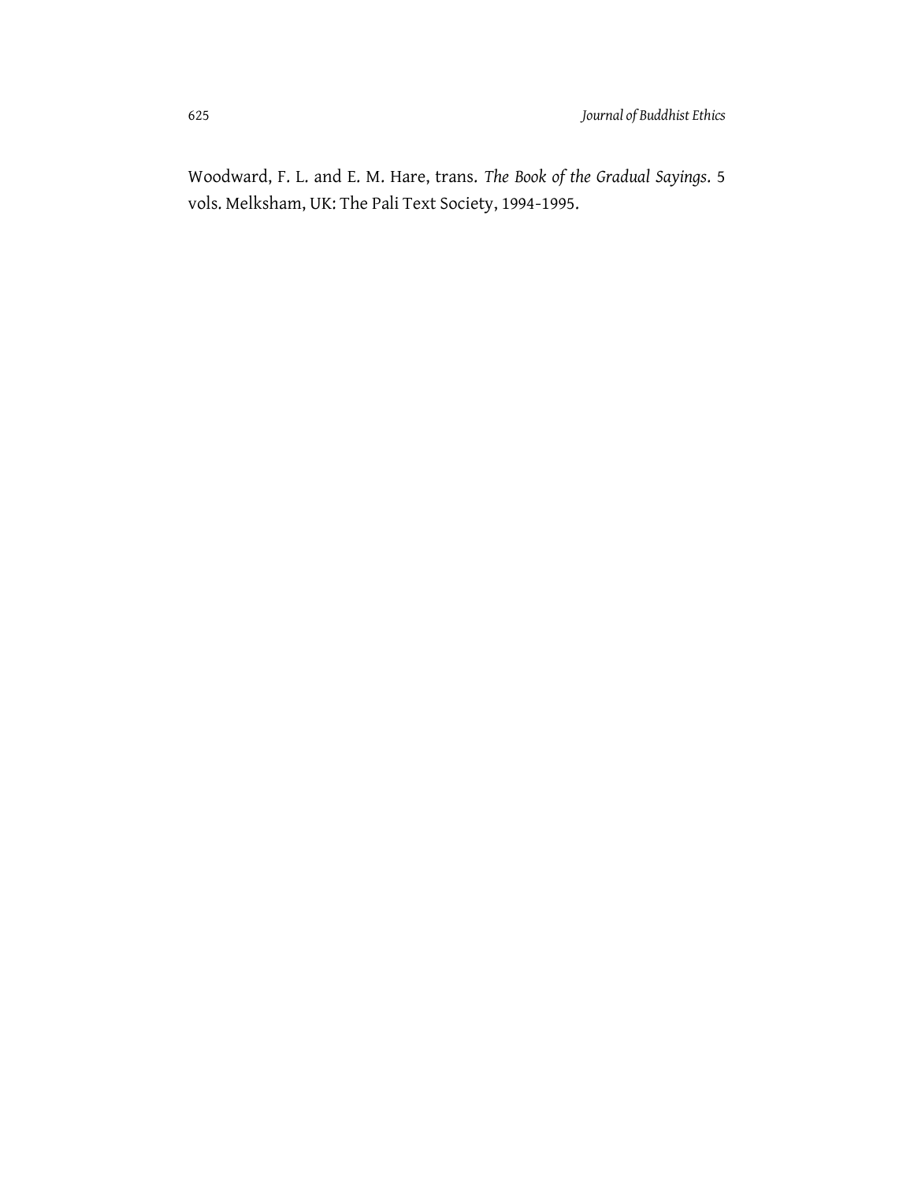Woodward, F. L. and E. M. Hare, trans. *The Book of the Gradual Sayings.* 5 vols. Melksham, UK: The Pali Text Society, 1994-1995.